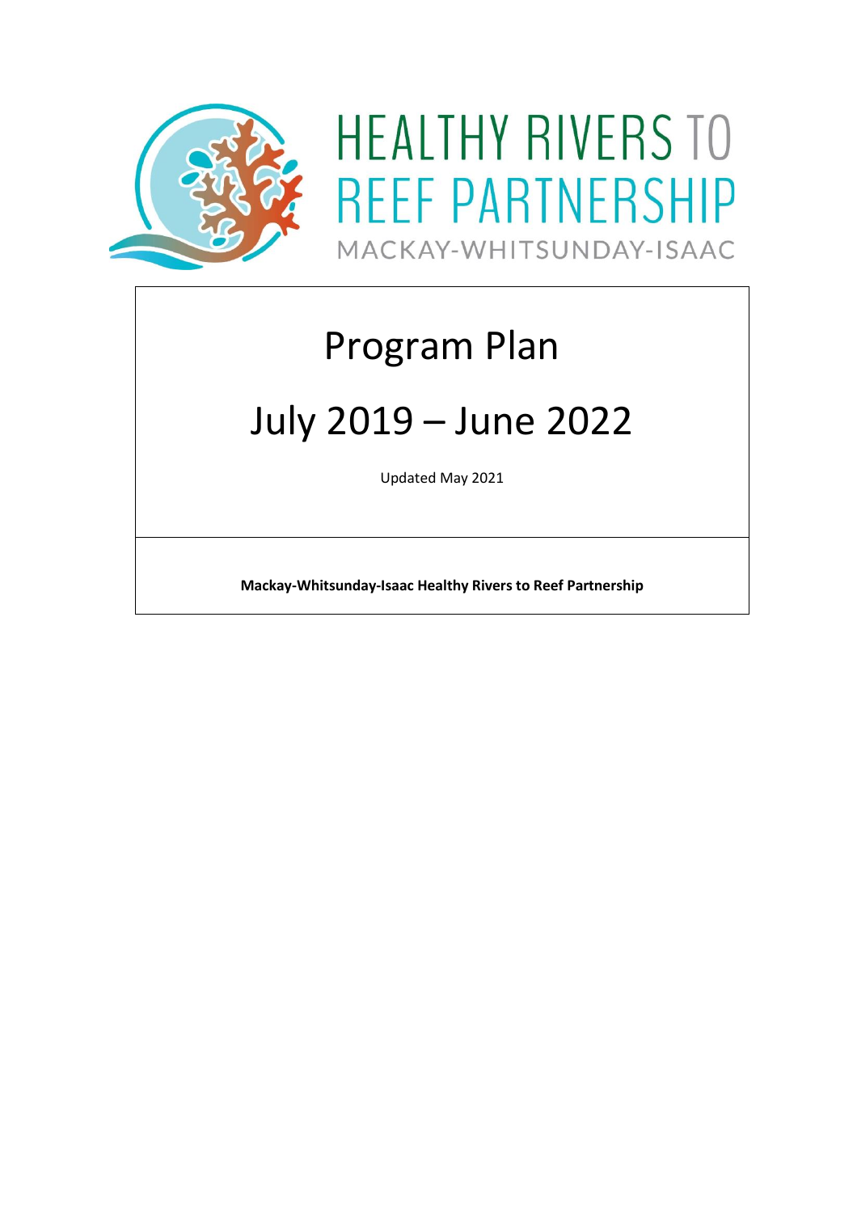HEALTHY RIVERS TO REEF PARTNERSHIP

MACKAY-WHITSUNDAY-ISAAC

# Program Plan

# July 2019 – June 2022

Updated May 2021

**Mackay-Whitsunday-Isaac Healthy Rivers to Reef Partnership**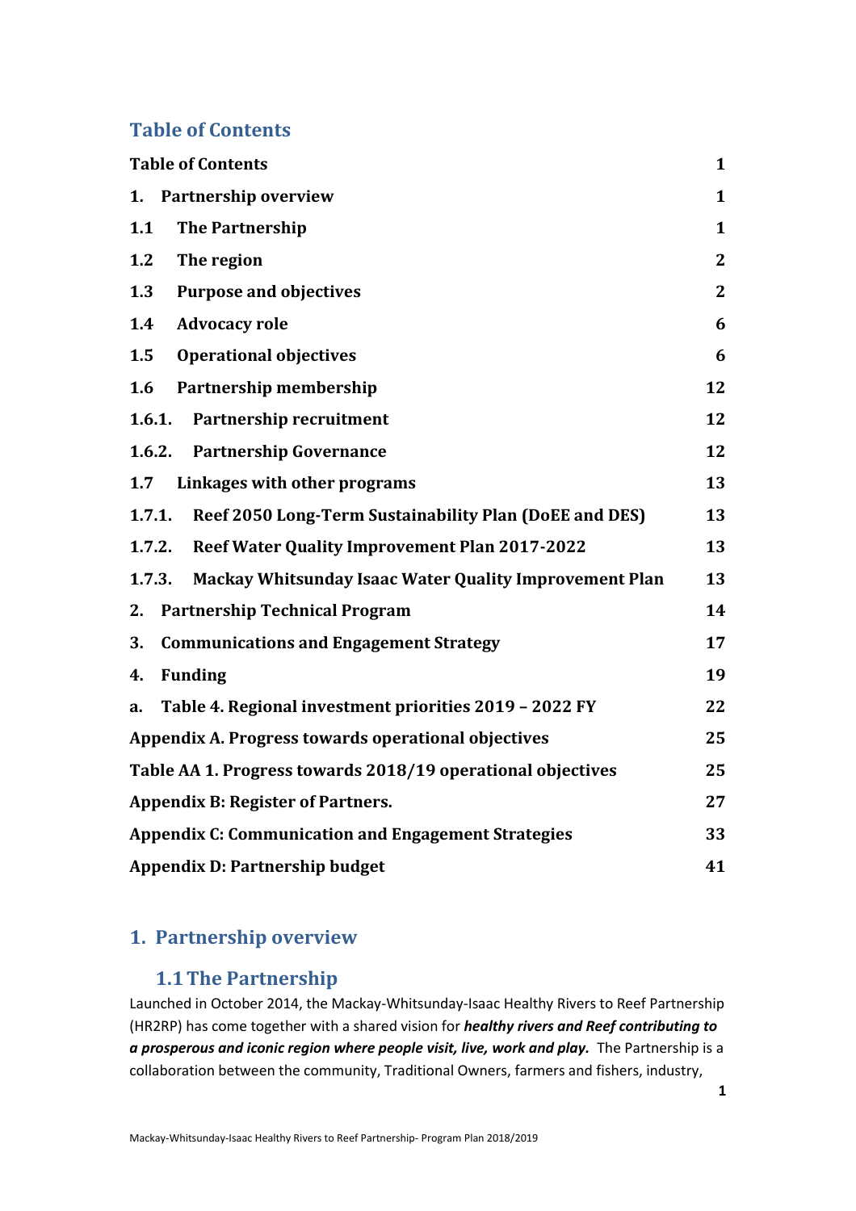## Table of Contents

| | |
|---|---|
| **Table of Contents** | **1** |
| **1. Partnership overview** | **1** |
| **1.1 The Partnership** | **1** |
| **1.2 The region** | **2** |
| **1.3 Purpose and objectives** | **2** |
| **1.4 Advocacy role** | **6** |
| **1.5 Operational objectives** | **6** |
| **1.6 Partnership membership** | **12** |
| **1.6.1. Partnership recruitment** | **12** |
| **1.6.2. Partnership Governance** | **12** |
| **1.7 Linkages with other programs** | **13** |
| **1.7.1. Reef 2050 Long-Term Sustainability Plan (DoEE and DES)** | **13** |
| **1.7.2. Reef Water Quality Improvement Plan 2017-2022** | **13** |
| **1.7.3. Mackay Whitsunday Isaac Water Quality Improvement Plan** | **13** |
| **2. Partnership Technical Program** | **14** |
| **3. Communications and Engagement Strategy** | **17** |
| **4. Funding** | **19** |
| **a. Table 4. Regional investment priorities 2019 – 2022 FY** | **22** |
| **Appendix A. Progress towards operational objectives** | **25** |
| **Table AA 1. Progress towards 2018/19 operational objectives** | **25** |
| **Appendix B: Register of Partners.** | **27** |
| **Appendix C: Communication and Engagement Strategies** | **33** |
| **Appendix D: Partnership budget** | **41** |

# 1. Partnership overview

## 1.1 The Partnership

Launched in October 2014, the Mackay-Whitsunday-Isaac Healthy Rivers to Reef Partnership (HR2RP) has come together with a shared vision for ***healthy rivers and Reef contributing to a prosperous and iconic region where people visit, live, work and play.*** The Partnership is a collaboration between the community, Traditional Owners, farmers and fishers, industry,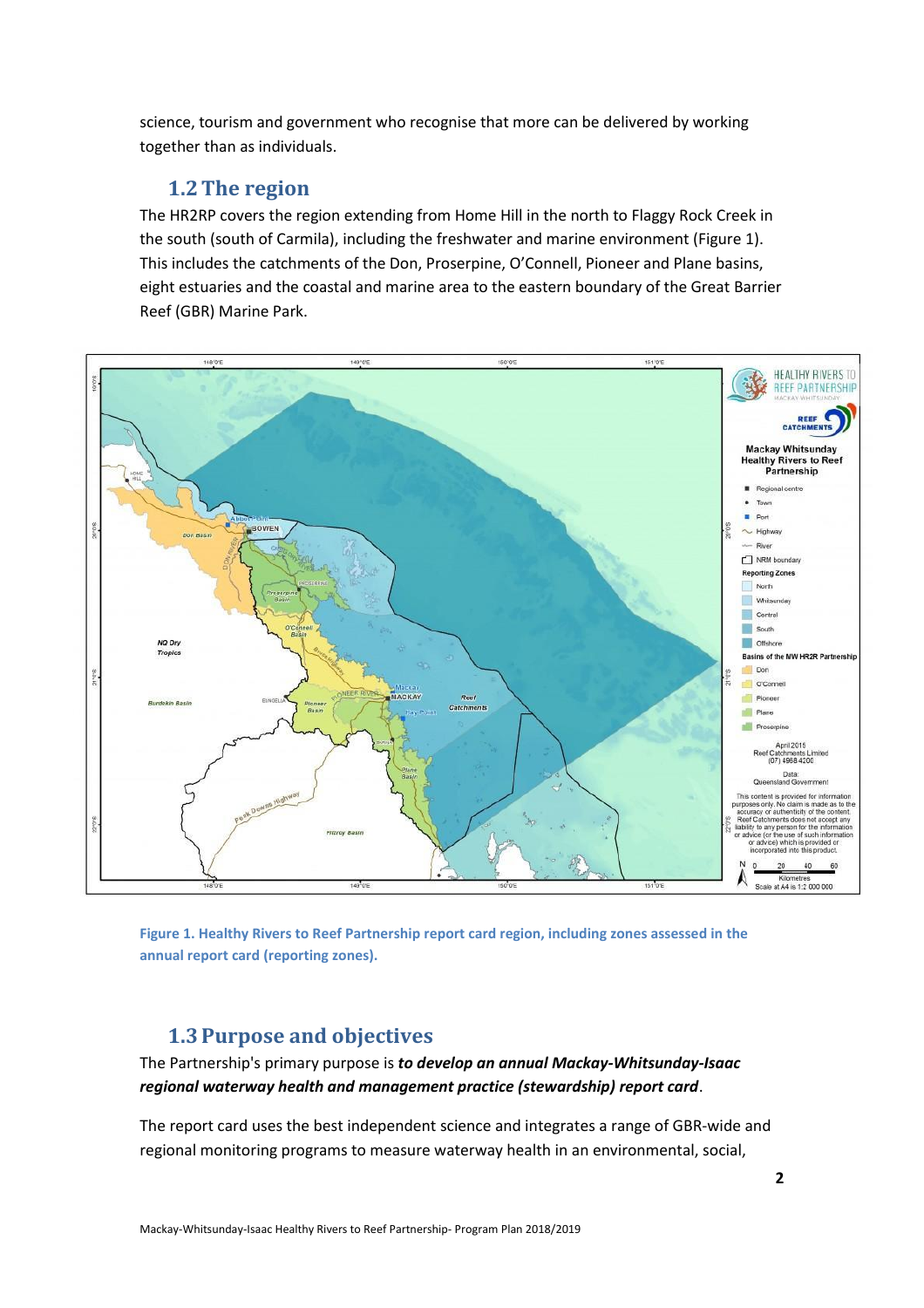science, tourism and government who recognise that more can be delivered by working together than as individuals.

## 1.2 The region

The HR2RP covers the region extending from Home Hill in the north to Flaggy Rock Creek in the south (south of Carmila), including the freshwater and marine environment (Figure 1). This includes the catchments of the Don, Proserpine, O'Connell, Pioneer and Plane basins, eight estuaries and the coastal and marine area to the eastern boundary of the Great Barrier Reef (GBR) Marine Park.

Figure 1. Healthy Rivers to Reef Partnership report card region, including zones assessed in the annual report card (reporting zones).

## 1.3 Purpose and objectives

The Partnership's primary purpose is ***to develop an annual Mackay-Whitsunday-Isaac regional waterway health and management practice (stewardship) report card***.

The report card uses the best independent science and integrates a range of GBR-wide and regional monitoring programs to measure waterway health in an environmental, social,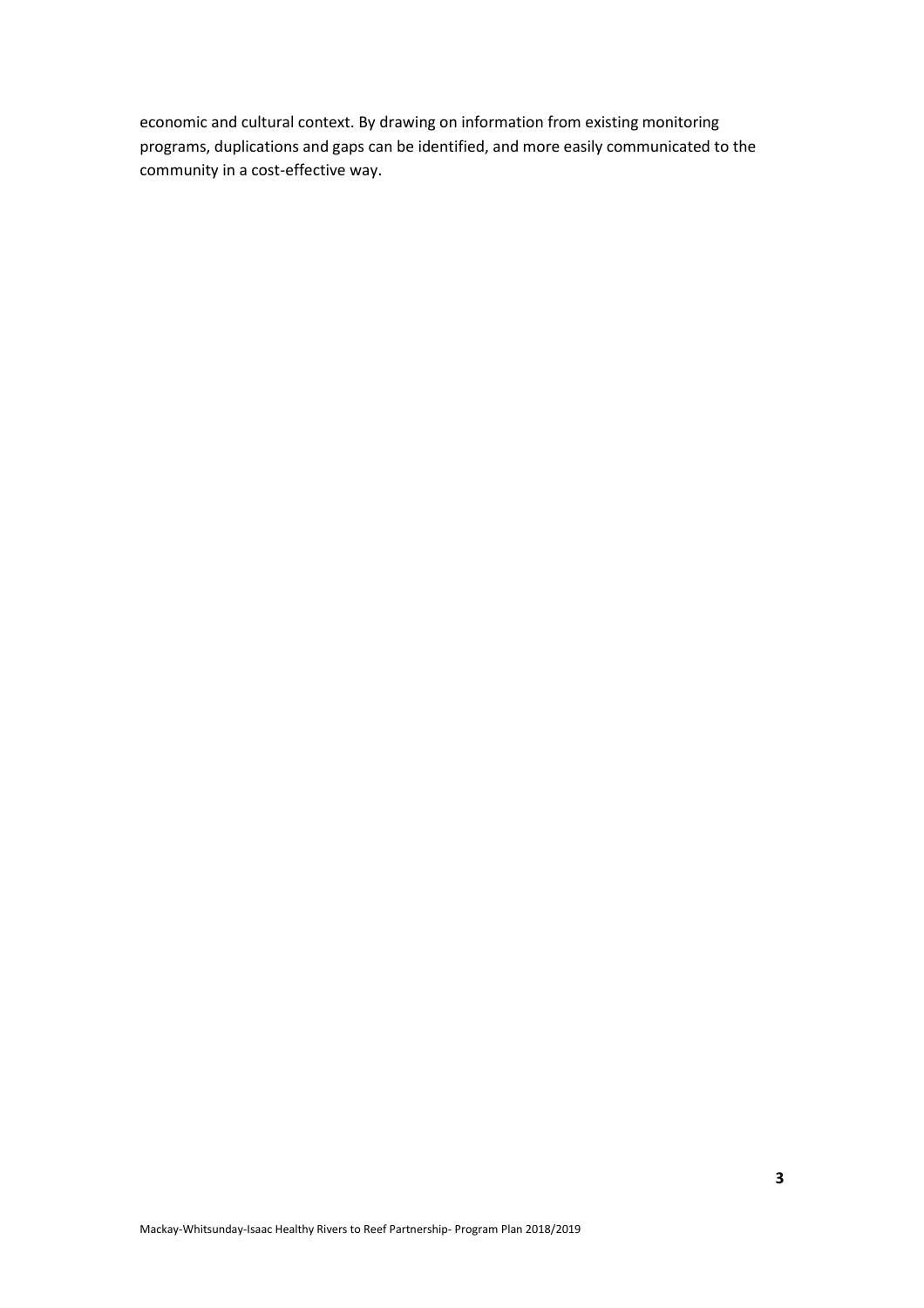economic and cultural context. By drawing on information from existing monitoring programs, duplications and gaps can be identified, and more easily communicated to the community in a cost-effective way.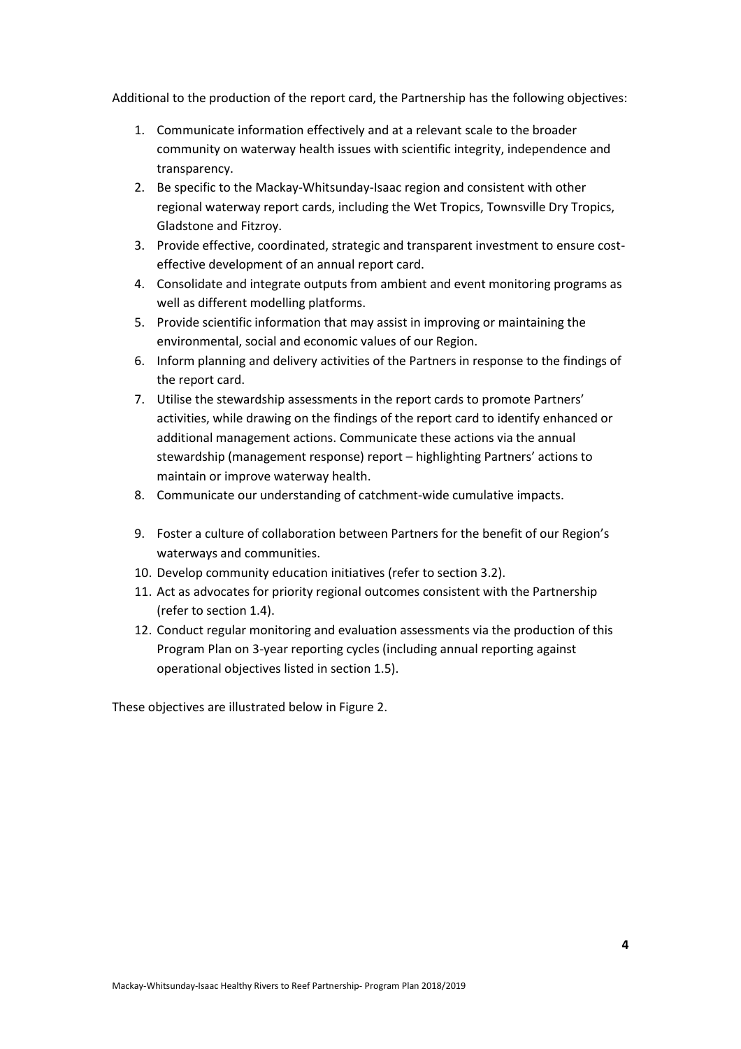Additional to the production of the report card, the Partnership has the following objectives:

1. Communicate information effectively and at a relevant scale to the broader community on waterway health issues with scientific integrity, independence and transparency.
2. Be specific to the Mackay-Whitsunday-Isaac region and consistent with other regional waterway report cards, including the Wet Tropics, Townsville Dry Tropics, Gladstone and Fitzroy.
3. Provide effective, coordinated, strategic and transparent investment to ensure cost-effective development of an annual report card.
4. Consolidate and integrate outputs from ambient and event monitoring programs as well as different modelling platforms.
5. Provide scientific information that may assist in improving or maintaining the environmental, social and economic values of our Region.
6. Inform planning and delivery activities of the Partners in response to the findings of the report card.
7. Utilise the stewardship assessments in the report cards to promote Partners' activities, while drawing on the findings of the report card to identify enhanced or additional management actions. Communicate these actions via the annual stewardship (management response) report – highlighting Partners' actions to maintain or improve waterway health.
8. Communicate our understanding of catchment-wide cumulative impacts.
9. Foster a culture of collaboration between Partners for the benefit of our Region's waterways and communities.
10. Develop community education initiatives (refer to section 3.2).
11. Act as advocates for priority regional outcomes consistent with the Partnership (refer to section 1.4).
12. Conduct regular monitoring and evaluation assessments via the production of this Program Plan on 3-year reporting cycles (including annual reporting against operational objectives listed in section 1.5).

These objectives are illustrated below in Figure 2.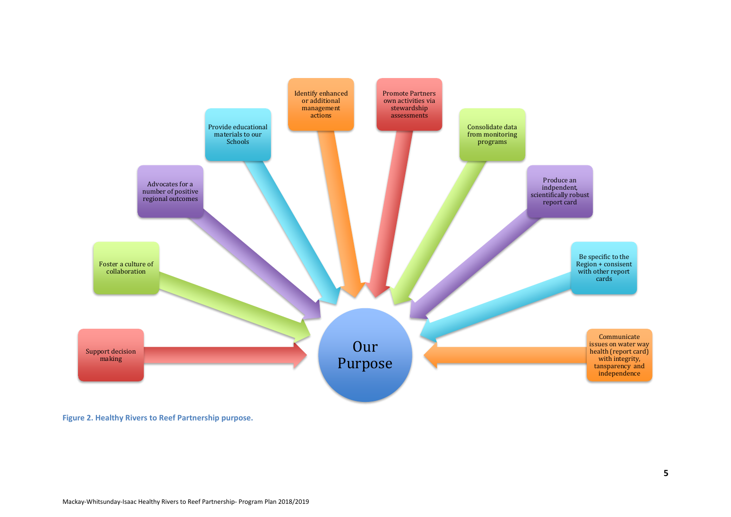Our Purpose

- Support decision making
- Foster a culture of collaboration
- Advocates for a number of positive regional outcomes
- Provide educational materials to our Schools
- Identify enhanced or additional management actions
- Promote Partners own activities via stewardship assessments
- Consolidate data from monitoring programs
- Produce an indpendent, scientifically robust report card
- Be specific to the Region + consisent with other report cards
- Communicate issues on water way health (report card) with integrity, tansparency and independence

**Figure 2. Healthy Rivers to Reef Partnership purpose.**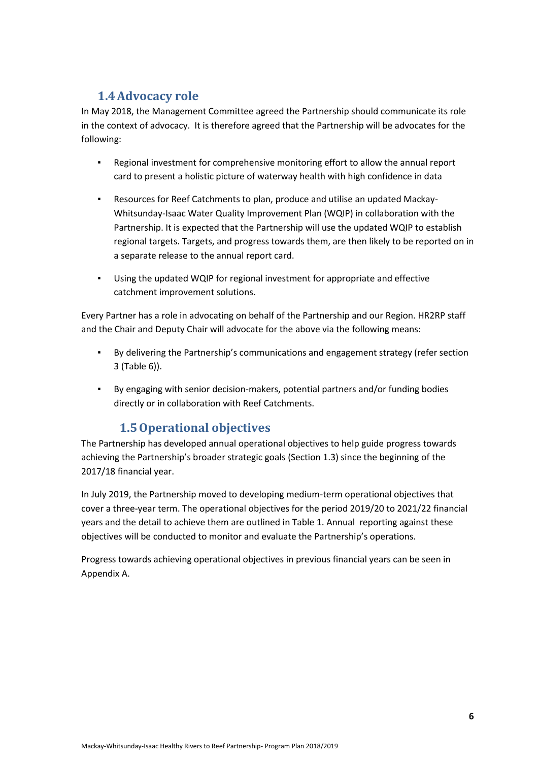## 1.4 Advocacy role

In May 2018, the Management Committee agreed the Partnership should communicate its role in the context of advocacy. It is therefore agreed that the Partnership will be advocates for the following:

- Regional investment for comprehensive monitoring effort to allow the annual report card to present a holistic picture of waterway health with high confidence in data
- Resources for Reef Catchments to plan, produce and utilise an updated Mackay-Whitsunday-Isaac Water Quality Improvement Plan (WQIP) in collaboration with the Partnership. It is expected that the Partnership will use the updated WQIP to establish regional targets. Targets, and progress towards them, are then likely to be reported on in a separate release to the annual report card.
- Using the updated WQIP for regional investment for appropriate and effective catchment improvement solutions.

Every Partner has a role in advocating on behalf of the Partnership and our Region. HR2RP staff and the Chair and Deputy Chair will advocate for the above via the following means:

- By delivering the Partnership's communications and engagement strategy (refer section 3 (Table 6)).
- By engaging with senior decision-makers, potential partners and/or funding bodies directly or in collaboration with Reef Catchments.

## 1.5 Operational objectives

The Partnership has developed annual operational objectives to help guide progress towards achieving the Partnership's broader strategic goals (Section 1.3) since the beginning of the 2017/18 financial year.

In July 2019, the Partnership moved to developing medium-term operational objectives that cover a three-year term. The operational objectives for the period 2019/20 to 2021/22 financial years and the detail to achieve them are outlined in Table 1. Annual reporting against these objectives will be conducted to monitor and evaluate the Partnership's operations.

Progress towards achieving operational objectives in previous financial years can be seen in Appendix A.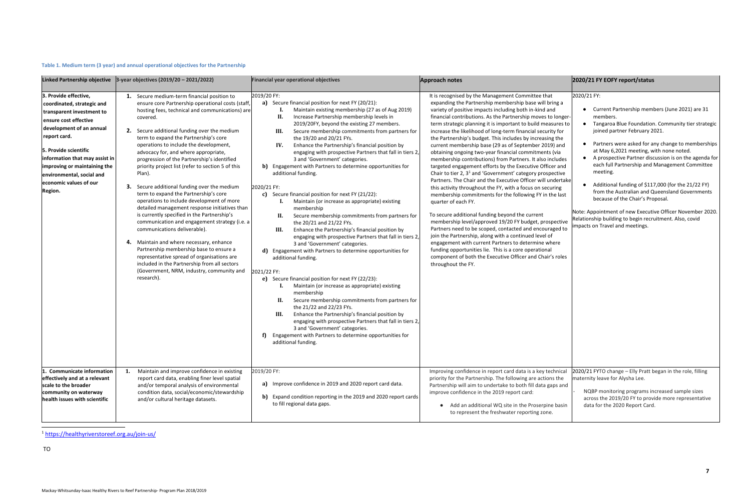**Table 1. Medium term (3 year) and annual operational objectives for the Partnership**

| Linked Partnership objective | 3-year objectives (2019/20 – 2021/2022) | Financial year operational objectives | Approach notes | 2020/21 FY EOFY report/status |
|---|---|---|---|---|
| **3. Provide effective, coordinated, strategic and transparent investment to ensure cost effective development of an annual report card.**<br><br>**5. Provide scientific information that may assist in improving or maintaining the environmental, social and economic values of our Region.** | **1.** Secure medium-term financial position to ensure core Partnership operational costs (staff, hosting fees, technical and communications) are covered.<br><br>**2.** Secure additional funding over the medium term to expand the Partnership's core operations to include the development, advocacy for, and where appropriate, progression of the Partnership's identified priority project list (refer to section 5 of this Plan).<br><br>**3.** Secure additional funding over the medium term to expand the Partnership's core operations to include development of more detailed management response initiatives than is currently specified in the Partnership's communication and engagement strategy (i.e. a communications deliverable).<br><br>**4.** Maintain and where necessary, enhance Partnership membership base to ensure a representative spread of organisations are included in the Partnership from all sectors (Government, NRM, industry, community and research). | 2019/20 FY:<br>**a)** Secure financial position for next FY (20/21):<br>**I.** Maintain existing membership (27 as of Aug 2019)<br>**II.** Increase Partnership membership levels in 2019/20FY, beyond the existing 27 members.<br>**III.** Secure membership commitments from partners for the 19/20 and 20/21 FYs.<br>**IV.** Enhance the Partnership's financial position by engaging with prospective Partners that fall in tiers 2, 3 and 'Government' categories.<br>**b)** Engagement with Partners to determine opportunities for additional funding.<br><br>2020/21 FY:<br>**c)** Secure financial position for next FY (21/22):<br>**I.** Maintain (or increase as appropriate) existing membership<br>**II.** Secure membership commitments from partners for the 20/21 and 21/22 FYs.<br>**III.** Enhance the Partnership's financial position by engaging with prospective Partners that fall in tiers 2, 3 and 'Government' categories.<br>**d)** Engagement with Partners to determine opportunities for additional funding.<br><br>2021/22 FY:<br>**e)** Secure financial position for next FY (22/23):<br>**I.** Maintain (or increase as appropriate) existing membership<br>**II.** Secure membership commitments from partners for the 21/22 and 22/23 FYs.<br>**III.** Enhance the Partnership's financial position by engaging with prospective Partners that fall in tiers 2, 3 and 'Government' categories.<br>**f)** Engagement with Partners to determine opportunities for additional funding. | It is recognised by the Management Committee that expanding the Partnership membership base will bring a variety of positive impacts including both in-kind and financial contributions. As the Partnership moves to longer-term strategic planning it is important to build measures to increase the likelihood of long-term financial security for the Partnership's budget. This includes by increasing the current membership base (29 as of September 2019) and obtaining ongoing two-year financial commitments (via membership contributions) from Partners. It also includes targeted engagement efforts by the Executive Officer and Chair to tier 2, 3[1] and 'Government' category prospective Partners. The Chair and the Executive Officer will undertake this activity throughout the FY, with a focus on securing membership commitments for the following FY in the last quarter of each FY.<br><br>To secure additional funding beyond the current membership level/approved 19/20 FY budget, prospective Partners need to be scoped, contacted and encouraged to join the Partnership, along with a continued level of engagement with current Partners to determine where funding opportunities lie. This is a core operational component of both the Executive Officer and Chair's roles throughout the FY. | 2020/21 FY:<br>• Current Partnership members (June 2021) are 31 members.<br>• Tangaroa Blue Foundation. Community tier strategic joined partner February 2021.<br>• Partners were asked for any change to memberships at May 6,2021 meeting, with none noted.<br>• A prospective Partner discussion is on the agenda for each full Partnership and Management Committee meeting.<br>• Additional funding of $117,000 (for the 21/22 FY) from the Australian and Queensland Governments because of the Chair's Proposal.<br><br>Note: Appointment of new Executive Officer November 2020. Relationship building to begin recruitment. Also, covid impacts on Travel and meetings. |
| **1. Communicate information effectively and at a relevant scale to the broader community on waterway health issues with scientific** | **1.** Maintain and improve confidence in existing report card data, enabling finer level spatial and/or temporal analysis of environmental condition data, social/economic/stewardship and/or cultural heritage datasets. | 2019/20 FY:<br>**a)** Improve confidence in 2019 and 2020 report card data.<br>**b)** Expand condition reporting in the 2019 and 2020 report cards to fill regional data gaps. | Improving confidence in report card data is a key technical priority for the Partnership. The following are actions the Partnership will aim to undertake to both fill data gaps and improve confidence in the 2019 report card:<br>• Add an additional WQ site in the Proserpine basin to represent the freshwater reporting zone. | 2020/21 FYTO change – Elly Pratt began in the role, filling maternity leave for Alysha Lee.<br>- NQBP monitoring programs increased sample sizes across the 2019/20 FY to provide more representative data for the 2020 Report Card. |

[1] https://healthyriverstoreef.org.au/join-us/

TO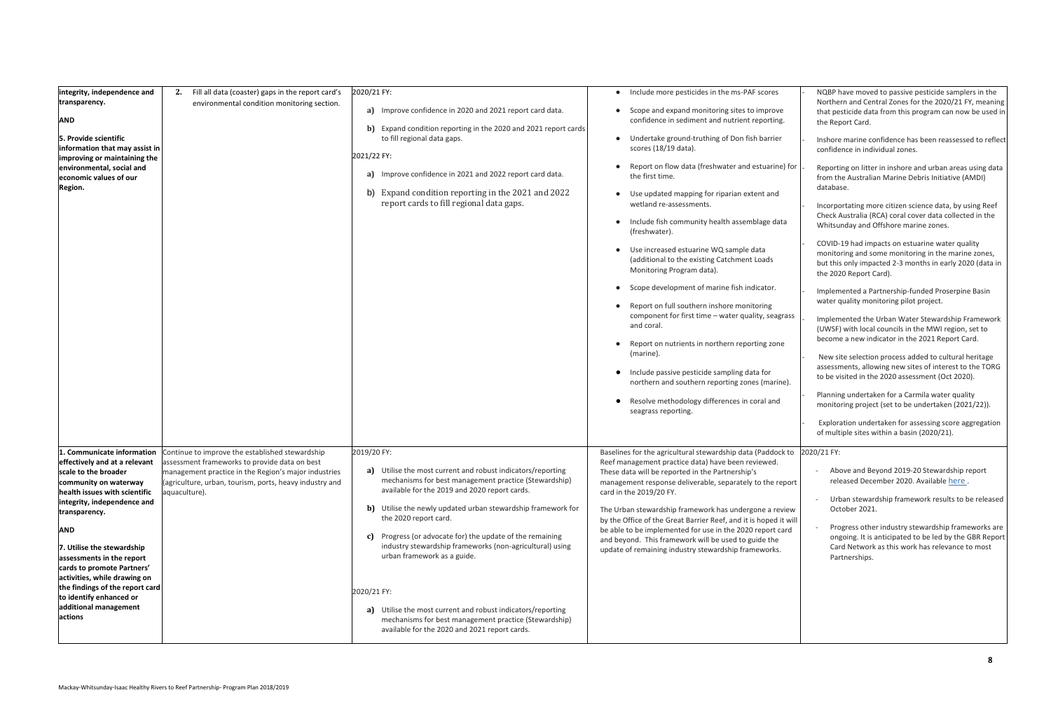| integrity, independence and transparency.<br><br>**AND**<br><br>**5. Provide scientific information that may assist in improving or maintaining the environmental, social and economic values of our Region.** | **2.** Fill all data (coaster) gaps in the report card's environmental condition monitoring section. | 2020/21 FY:<br>**a)** Improve confidence in 2020 and 2021 report card data.<br>**b)** Expand condition reporting in the 2020 and 2021 report cards to fill regional data gaps.<br><br>2021/22 FY:<br>**a)** Improve confidence in 2021 and 2022 report card data.<br>b) Expand condition reporting in the 2021 and 2022 report cards to fill regional data gaps. | • Include more pesticides in the ms-PAF scores<br>• Scope and expand monitoring sites to improve confidence in sediment and nutrient reporting.<br>• Undertake ground-truthing of Don fish barrier scores (18/19 data).<br>• Report on flow data (freshwater and estuarine) for the first time.<br>• Use updated mapping for riparian extent and wetland re-assessments.<br>• Include fish community health assemblage data (freshwater).<br>• Use increased estuarine WQ sample data (additional to the existing Catchment Loads Monitoring Program data).<br>• Scope development of marine fish indicator.<br>• Report on full southern inshore monitoring component for first time – water quality, seagrass and coral.<br>• Report on nutrients in northern reporting zone (marine).<br>• Include passive pesticide sampling data for northern and southern reporting zones (marine).<br>• Resolve methodology differences in coral and seagrass reporting. | - NQBP have moved to passive pesticide samplers in the Northern and Central Zones for the 2020/21 FY, meaning that pesticide data from this program can now be used in the Report Card.<br>- Inshore marine confidence has been reassessed to reflect confidence in individual zones.<br>- Reporting on litter in inshore and urban areas using data from the Australian Marine Debris Initiative (AMDI) database.<br>- Incorportating more citizen science data, by using Reef Check Australia (RCA) coral cover data collected in the Whitsunday and Offshore marine zones.<br>- COVID-19 had impacts on estuarine water quality monitoring and some monitoring in the marine zones, but this only impacted 2-3 months in early 2020 (data in the 2020 Report Card).<br>- Implemented a Partnership-funded Proserpine Basin water quality monitoring pilot project.<br>- Implemented the Urban Water Stewardship Framework (UWSF) with local councils in the MWI region, set to become a new indicator in the 2021 Report Card.<br>- New site selection process added to cultural heritage assessments, allowing new sites of interest to the TORG to be visited in the 2020 assessment (Oct 2020).<br>- Planning undertaken for a Carmila water quality monitoring project (set to be undertaken (2021/22)).<br>- Exploration undertaken for assessing score aggregation of multiple sites within a basin (2020/21). |
|---|---|---|---|---|
| **1. Communicate information effectively and at a relevant scale to the broader community on waterway health issues with scientific integrity, independence and transparency.**<br><br>**AND**<br><br>**7. Utilise the stewardship assessments in the report cards to promote Partners' activities, while drawing on the findings of the report card to identify enhanced or additional management actions** | Continue to improve the established stewardship assessment frameworks to provide data on best management practice in the Region's major industries (agriculture, urban, tourism, ports, heavy industry and aquaculture). | 2019/20 FY:<br>**a)** Utilise the most current and robust indicators/reporting mechanisms for best management practice (Stewardship) available for the 2019 and 2020 report cards.<br>**b)** Utilise the newly updated urban stewardship framework for the 2020 report card.<br>**c)** Progress (or advocate for) the update of the remaining industry stewardship frameworks (non-agricultural) using urban framework as a guide.<br><br>2020/21 FY:<br>**a)** Utilise the most current and robust indicators/reporting mechanisms for best management practice (Stewardship) available for the 2020 and 2021 report cards. | Baselines for the agricultural stewardship data (Paddock to Reef management practice data) have been reviewed. These data will be reported in the Partnership's management response deliverable, separately to the report card in the 2019/20 FY.<br><br>The Urban stewardship framework has undergone a review by the Office of the Great Barrier Reef, and it is hoped it will be able to be implemented for use in the 2020 report card and beyond. This framework will be used to guide the update of remaining industry stewardship frameworks. | 2020/21 FY:<br>- Above and Beyond 2019-20 Stewardship report released December 2020. Available here .<br>- Urban stewardship framework results to be released October 2021.<br>- Progress other industry stewardship frameworks are ongoing. It is anticipated to be led by the GBR Report Card Network as this work has relevance to most Partnerships. |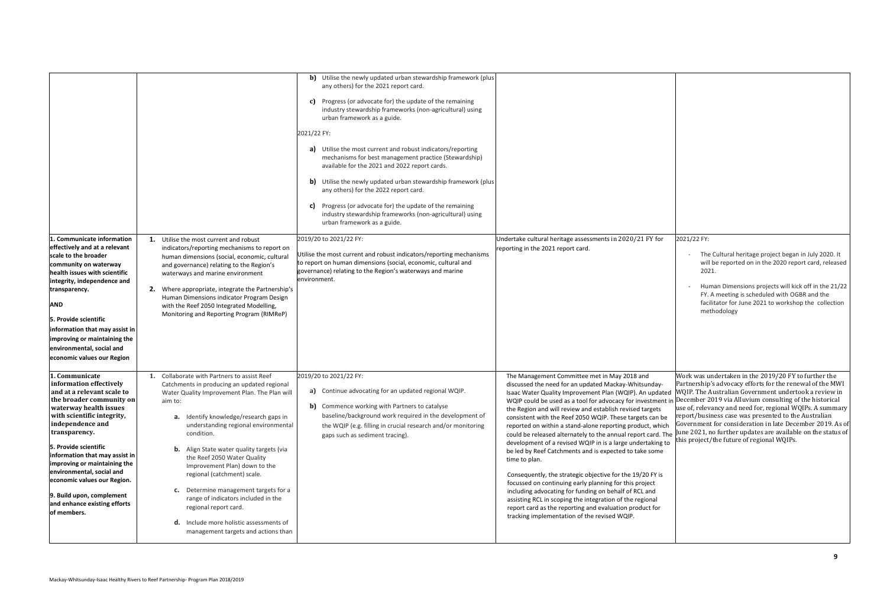| | | | | |
|---|---|---|---|---|
| | | **b)** Utilise the newly updated urban stewardship framework (plus any others) for the 2021 report card.<br><br>**c)** Progress (or advocate for) the update of the remaining industry stewardship frameworks (non-agricultural) using urban framework as a guide.<br><br>2021/22 FY:<br><br>**a)** Utilise the most current and robust indicators/reporting mechanisms for best management practice (Stewardship) available for the 2021 and 2022 report cards.<br><br>**b)** Utilise the newly updated urban stewardship framework (plus any others) for the 2022 report card.<br><br>**c)** Progress (or advocate for) the update of the remaining industry stewardship frameworks (non-agricultural) using urban framework as a guide. | | |
| **1. Communicate information effectively and at a relevant scale to the broader community on waterway health issues with scientific integrity, independence and transparency.**<br><br>**AND**<br><br>**5. Provide scientific information that may assist in improving or maintaining the environmental, social and economic values our Region** | **1.** Utilise the most current and robust indicators/reporting mechanisms to report on human dimensions (social, economic, cultural and governance) relating to the Region's waterways and marine environment<br><br>**2.** Where appropriate, integrate the Partnership's Human Dimensions indicator Program Design with the Reef 2050 Integrated Modelling, Monitoring and Reporting Program (RIMReP) | 2019/20 to 2021/22 FY:<br><br>Utilise the most current and robust indicators/reporting mechanisms to report on human dimensions (social, economic, cultural and governance) relating to the Region's waterways and marine environment. | Undertake cultural heritage assessments in 2020/21 FY for reporting in the 2021 report card. | 2021/22 FY:<br><br>- The Cultural heritage project began in July 2020. It will be reported on in the 2020 report card, released 2021.<br><br>- Human Dimensions projects will kick off in the 21/22 FY. A meeting is scheduled with OGBR and the facilitator for June 2021 to workshop the collection methodology |
| **1. Communicate information effectively and at a relevant scale to the broader community on waterway health issues with scientific integrity, independence and transparency.**<br><br>**5. Provide scientific information that may assist in improving or maintaining the environmental, social and economic values our Region.**<br><br>**9. Build upon, complement and enhance existing efforts of members.** | **1.** Collaborate with Partners to assist Reef Catchments in producing an updated regional Water Quality Improvement Plan. The Plan will aim to:<br><br>**a.** Identify knowledge/research gaps in understanding regional environmental condition.<br><br>**b.** Align State water quality targets (via the Reef 2050 Water Quality Improvement Plan) down to the regional (catchment) scale.<br><br>**c.** Determine management targets for a range of indicators included in the regional report card.<br><br>**d.** Include more holistic assessments of management targets and actions than | 2019/20 to 2021/22 FY:<br><br>**a)** Continue advocating for an updated regional WQIP.<br><br>**b)** Commence working with Partners to catalyse baseline/background work required in the development of the WQIP (e.g. filling in crucial research and/or monitoring gaps such as sediment tracing). | The Management Committee met in May 2018 and discussed the need for an updated Mackay-Whitsunday-Isaac Water Quality Improvement Plan (WQIP). An updated WQIP could be used as a tool for advocacy for investment in the Region and will review and establish revised targets consistent with the Reef 2050 WQIP. These targets can be reported on within a stand-alone reporting product, which could be released alternately to the annual report card. The development of a revised WQIP in is a large undertaking to be led by Reef Catchments and is expected to take some time to plan.<br><br>Consequently, the strategic objective for the 19/20 FY is focussed on continuing early planning for this project including advocating for funding on behalf of RCL and assisting RCL in scoping the integration of the regional report card as the reporting and evaluation product for tracking implementation of the revised WQIP. | Work was undertaken in the 2019/20 FY to further the Partnership's advocacy efforts for the renewal of the MWI WQIP. The Australian Government undertook a review in December 2019 via Alluvium consulting of the historical use of, relevancy and need for, regional WQIPs. A summary report/business case was presented to the Australian Government for consideration in late December 2019. As of June 2021, no further updates are available on the status of this project/the future of regional WQIPs. |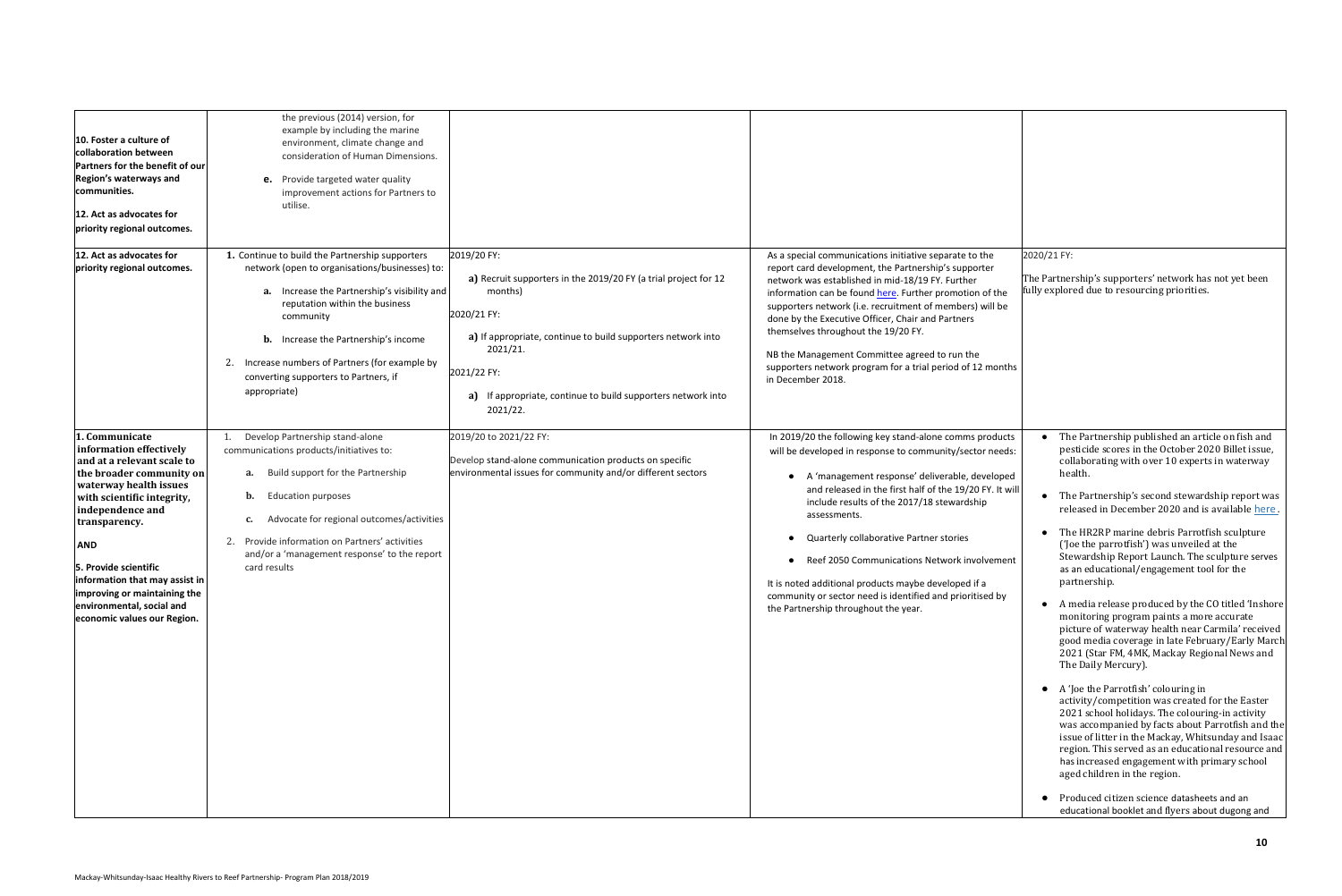| | | | | |
|---|---|---|---|---|
| **10. Foster a culture of collaboration between Partners for the benefit of our Region's waterways and communities.**<br><br>**12. Act as advocates for priority regional outcomes.** | the previous (2014) version, for example by including the marine environment, climate change and consideration of Human Dimensions.<br><br>**e.** Provide targeted water quality improvement actions for Partners to utilise. | | | |
| **12. Act as advocates for priority regional outcomes.** | **1.** Continue to build the Partnership supporters network (open to organisations/businesses) to:<br><br>**a.** Increase the Partnership's visibility and reputation within the business community<br><br>**b.** Increase the Partnership's income<br><br>2. Increase numbers of Partners (for example by converting supporters to Partners, if appropriate) | 2019/20 FY:<br><br>**a)** Recruit supporters in the 2019/20 FY (a trial project for 12 months)<br><br>2020/21 FY:<br><br>**a)** If appropriate, continue to build supporters network into 2021/21.<br><br>2021/22 FY:<br><br>**a)** If appropriate, continue to build supporters network into 2021/22. | As a special communications initiative separate to the report card development, the Partnership's supporter network was established in mid-18/19 FY. Further information can be found here. Further promotion of the supporters network (i.e. recruitment of members) will be done by the Executive Officer, Chair and Partners themselves throughout the 19/20 FY.<br><br>NB the Management Committee agreed to run the supporters network program for a trial period of 12 months in December 2018. | 2020/21 FY:<br><br>The Partnership's supporters' network has not yet been fully explored due to resourcing priorities. |
| **1. Communicate information effectively and at a relevant scale to the broader community on waterway health issues with scientific integrity, independence and transparency.**<br><br>**AND**<br><br>**5. Provide scientific information that may assist in improving or maintaining the environmental, social and economic values our Region.** | 1. Develop Partnership stand-alone communications products/initiatives to:<br><br>**a.** Build support for the Partnership<br><br>**b.** Education purposes<br><br>**c.** Advocate for regional outcomes/activities<br><br>2. Provide information on Partners' activities and/or a 'management response' to the report card results | 2019/20 to 2021/22 FY:<br><br>Develop stand-alone communication products on specific environmental issues for community and/or different sectors | In 2019/20 the following key stand-alone comms products will be developed in response to community/sector needs:<br><br>• A 'management response' deliverable, developed and released in the first half of the 19/20 FY. It will include results of the 2017/18 stewardship assessments.<br><br>• Quarterly collaborative Partner stories<br><br>• Reef 2050 Communications Network involvement<br><br>It is noted additional products maybe developed if a community or sector need is identified and prioritised by the Partnership throughout the year. | • The Partnership published an article on fish and pesticide scores in the October 2020 Billet issue, collaborating with over 10 experts in waterway health.<br><br>• The Partnership's second stewardship report was released in December 2020 and is available here.<br><br>• The HR2RP marine debris Parrotfish sculpture ('Joe the parrotfish') was unveiled at the Stewardship Report Launch. The sculpture serves as an educational/engagement tool for the partnership.<br><br>• A media release produced by the CO titled 'Inshore monitoring program paints a more accurate picture of waterway health near Carmila' received good media coverage in late February/Early March 2021 (Star FM, 4MK, Mackay Regional News and The Daily Mercury).<br><br>• A 'Joe the Parrotfish' colouring in activity/competition was created for the Easter 2021 school holidays. The colouring-in activity was accompanied by facts about Parrotfish and the issue of litter in the Mackay, Whitsunday and Isaac region. This served as an educational resource and has increased engagement with primary school aged children in the region.<br><br>• Produced citizen science datasheets and an educational booklet and flyers about dugong and |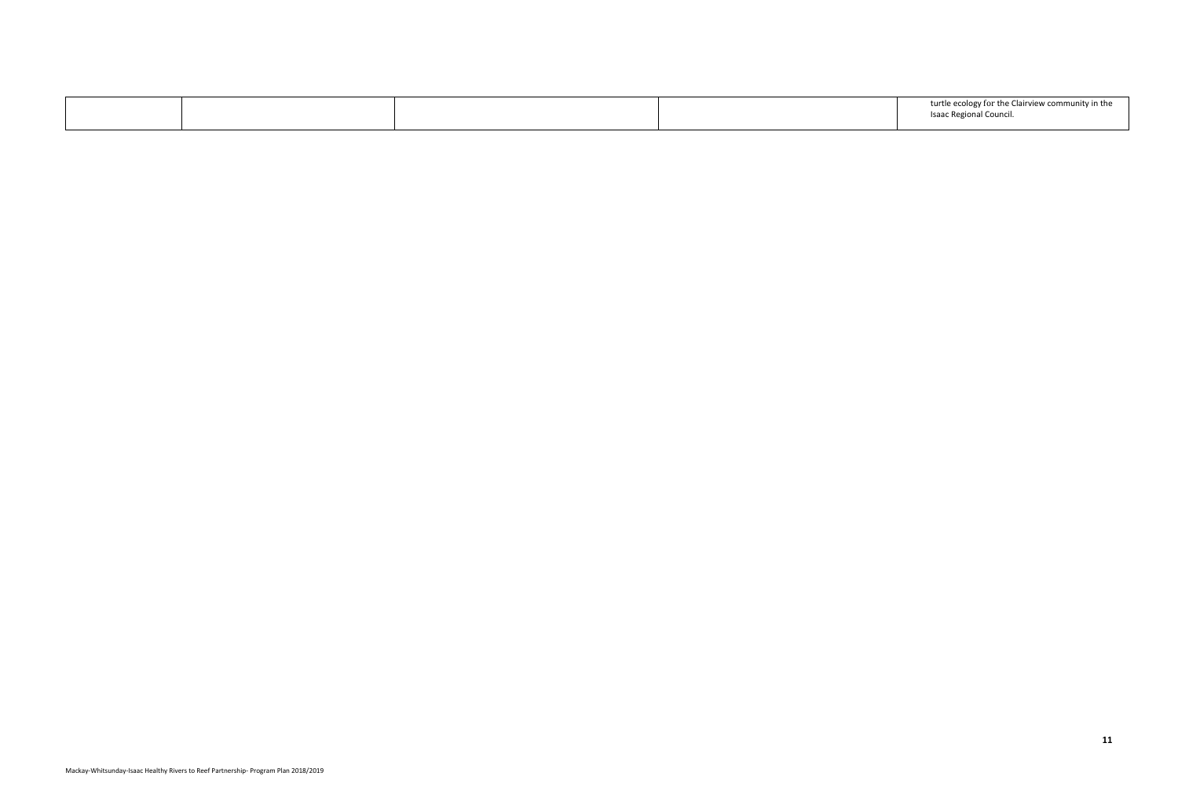|  |  |  |  |  |
| --- | --- | --- | --- | --- |
|  |  |  |  | turtle ecology for the Clairview community in the Isaac Regional Council. |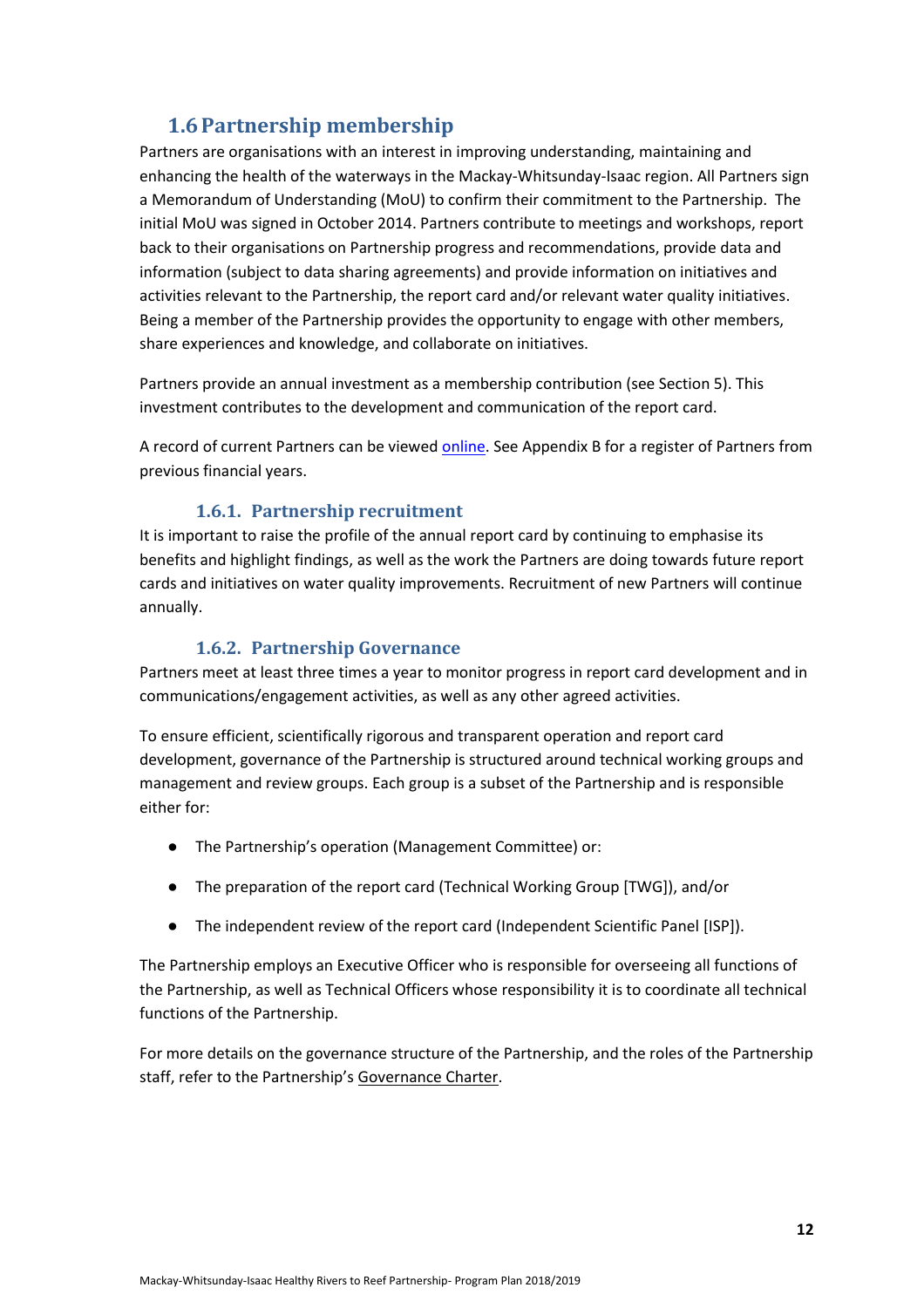## 1.6 Partnership membership

Partners are organisations with an interest in improving understanding, maintaining and enhancing the health of the waterways in the Mackay-Whitsunday-Isaac region. All Partners sign a Memorandum of Understanding (MoU) to confirm their commitment to the Partnership. The initial MoU was signed in October 2014. Partners contribute to meetings and workshops, report back to their organisations on Partnership progress and recommendations, provide data and information (subject to data sharing agreements) and provide information on initiatives and activities relevant to the Partnership, the report card and/or relevant water quality initiatives. Being a member of the Partnership provides the opportunity to engage with other members, share experiences and knowledge, and collaborate on initiatives.

Partners provide an annual investment as a membership contribution (see Section 5). This investment contributes to the development and communication of the report card.

A record of current Partners can be viewed online. See Appendix B for a register of Partners from previous financial years.

### 1.6.1. Partnership recruitment

It is important to raise the profile of the annual report card by continuing to emphasise its benefits and highlight findings, as well as the work the Partners are doing towards future report cards and initiatives on water quality improvements. Recruitment of new Partners will continue annually.

### 1.6.2. Partnership Governance

Partners meet at least three times a year to monitor progress in report card development and in communications/engagement activities, as well as any other agreed activities.

To ensure efficient, scientifically rigorous and transparent operation and report card development, governance of the Partnership is structured around technical working groups and management and review groups. Each group is a subset of the Partnership and is responsible either for:

- The Partnership's operation (Management Committee) or:
- The preparation of the report card (Technical Working Group [TWG]), and/or
- The independent review of the report card (Independent Scientific Panel [ISP]).

The Partnership employs an Executive Officer who is responsible for overseeing all functions of the Partnership, as well as Technical Officers whose responsibility it is to coordinate all technical functions of the Partnership.

For more details on the governance structure of the Partnership, and the roles of the Partnership staff, refer to the Partnership's Governance Charter.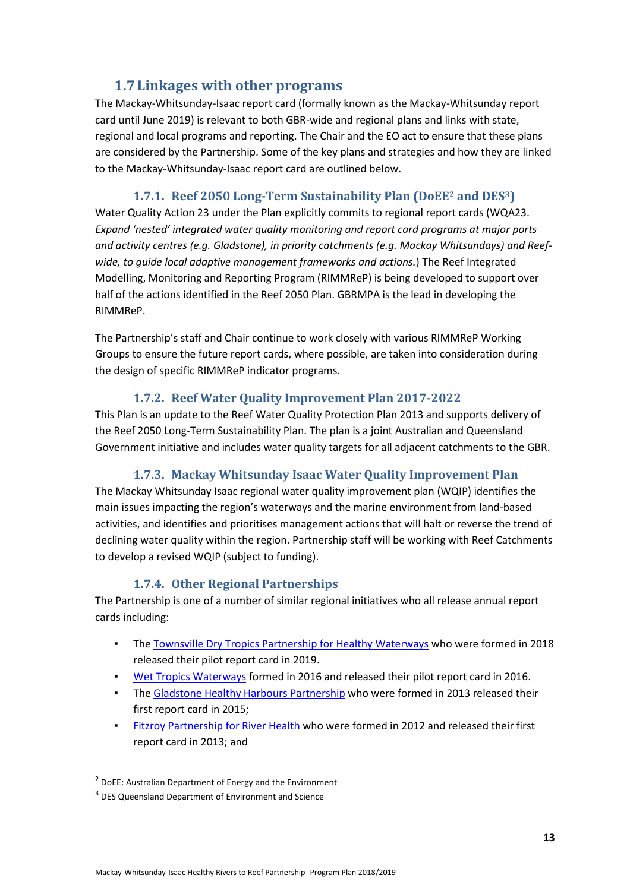## 1.7 Linkages with other programs

The Mackay-Whitsunday-Isaac report card (formally known as the Mackay-Whitsunday report card until June 2019) is relevant to both GBR-wide and regional plans and links with state, regional and local programs and reporting. The Chair and the EO act to ensure that these plans are considered by the Partnership. Some of the key plans and strategies and how they are linked to the Mackay-Whitsunday-Isaac report card are outlined below.

### 1.7.1. Reef 2050 Long-Term Sustainability Plan (DoEE[2] and DES[3])

Water Quality Action 23 under the Plan explicitly commits to regional report cards (WQA23. *Expand 'nested' integrated water quality monitoring and report card programs at major ports and activity centres (e.g. Gladstone), in priority catchments (e.g. Mackay Whitsundays) and Reef-wide, to guide local adaptive management frameworks and actions.*) The Reef Integrated Modelling, Monitoring and Reporting Program (RIMMReP) is being developed to support over half of the actions identified in the Reef 2050 Plan. GBRMPA is the lead in developing the RIMMReP.

The Partnership's staff and Chair continue to work closely with various RIMMReP Working Groups to ensure the future report cards, where possible, are taken into consideration during the design of specific RIMMReP indicator programs.

### 1.7.2. Reef Water Quality Improvement Plan 2017-2022

This Plan is an update to the Reef Water Quality Protection Plan 2013 and supports delivery of the Reef 2050 Long-Term Sustainability Plan. The plan is a joint Australian and Queensland Government initiative and includes water quality targets for all adjacent catchments to the GBR.

### 1.7.3. Mackay Whitsunday Isaac Water Quality Improvement Plan

The Mackay Whitsunday Isaac regional water quality improvement plan (WQIP) identifies the main issues impacting the region's waterways and the marine environment from land-based activities, and identifies and prioritises management actions that will halt or reverse the trend of declining water quality within the region. Partnership staff will be working with Reef Catchments to develop a revised WQIP (subject to funding).

### 1.7.4. Other Regional Partnerships

The Partnership is one of a number of similar regional initiatives who all release annual report cards including:

- The Townsville Dry Tropics Partnership for Healthy Waterways who were formed in 2018 released their pilot report card in 2019.
- Wet Tropics Waterways formed in 2016 and released their pilot report card in 2016.
- The Gladstone Healthy Harbours Partnership who were formed in 2013 released their first report card in 2015;
- Fitzroy Partnership for River Health who were formed in 2012 and released their first report card in 2013; and

---

[2] DoEE: Australian Department of Energy and the Environment

[3] DES Queensland Department of Environment and Science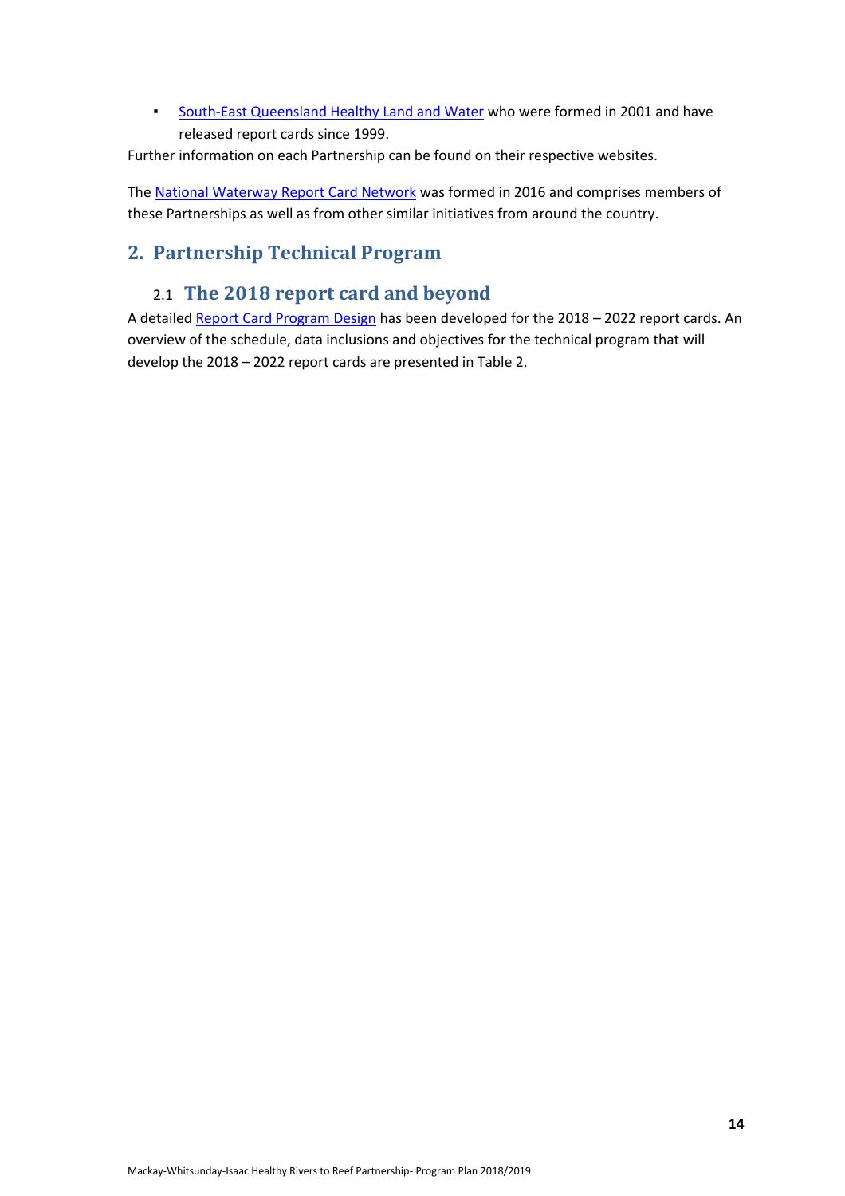- South-East Queensland Healthy Land and Water who were formed in 2001 and have released report cards since 1999.

Further information on each Partnership can be found on their respective websites.

The National Waterway Report Card Network was formed in 2016 and comprises members of these Partnerships as well as from other similar initiatives from around the country.

## 2. Partnership Technical Program

### 2.1 The 2018 report card and beyond

A detailed Report Card Program Design has been developed for the 2018 – 2022 report cards. An overview of the schedule, data inclusions and objectives for the technical program that will develop the 2018 – 2022 report cards are presented in Table 2.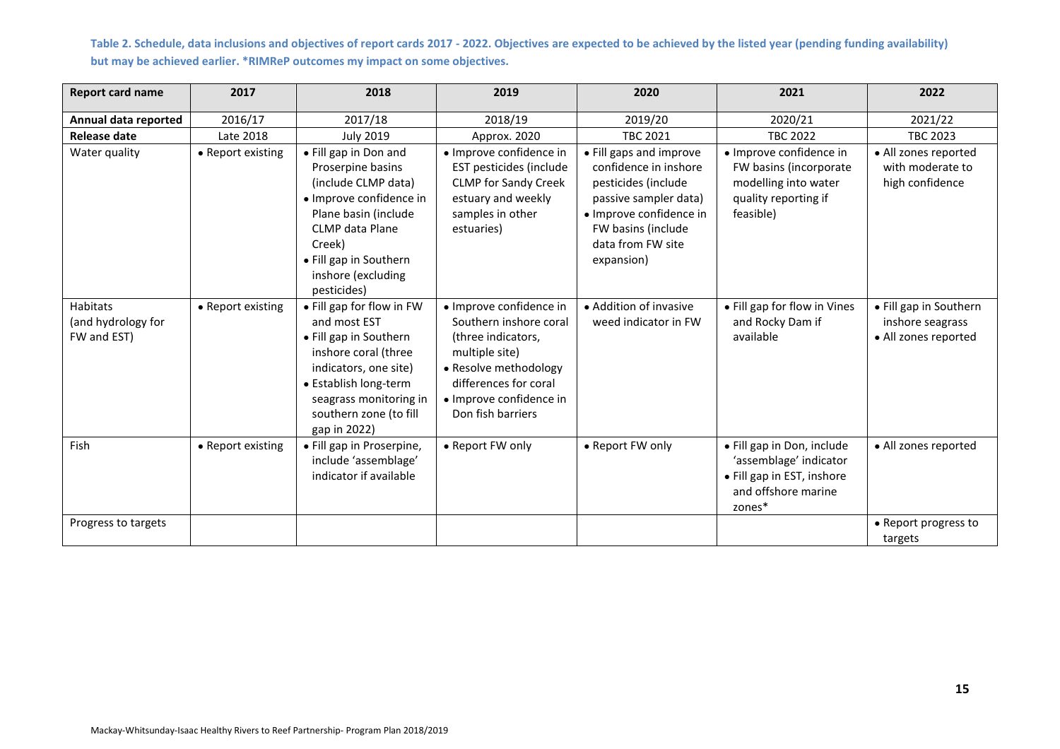**Table 2. Schedule, data inclusions and objectives of report cards 2017 - 2022. Objectives are expected to be achieved by the listed year (pending funding availability) but may be achieved earlier. *RIMReP outcomes my impact on some objectives.**

| Report card name | 2017 | 2018 | 2019 | 2020 | 2021 | 2022 |
|---|---|---|---|---|---|---|
| **Annual data reported** | 2016/17 | 2017/18 | 2018/19 | 2019/20 | 2020/21 | 2021/22 |
| **Release date** | Late 2018 | July 2019 | Approx. 2020 | TBC 2021 | TBC 2022 | TBC 2023 |
| Water quality | • Report existing | • Fill gap in Don and Proserpine basins (include CLMP data)<br>• Improve confidence in Plane basin (include CLMP data Plane Creek)<br>• Fill gap in Southern inshore (excluding pesticides) | • Improve confidence in EST pesticides (include CLMP for Sandy Creek estuary and weekly samples in other estuaries) | • Fill gaps and improve confidence in inshore pesticides (include passive sampler data)<br>• Improve confidence in FW basins (include data from FW site expansion) | • Improve confidence in FW basins (incorporate modelling into water quality reporting if feasible) | • All zones reported with moderate to high confidence |
| Habitats (and hydrology for FW and EST) | • Report existing | • Fill gap for flow in FW and most EST<br>• Fill gap in Southern inshore coral (three indicators, one site)<br>• Establish long-term seagrass monitoring in southern zone (to fill gap in 2022) | • Improve confidence in Southern inshore coral (three indicators, multiple site)<br>• Resolve methodology differences for coral<br>• Improve confidence in Don fish barriers | • Addition of invasive weed indicator in FW | • Fill gap for flow in Vines and Rocky Dam if available | • Fill gap in Southern inshore seagrass<br>• All zones reported |
| Fish | • Report existing | • Fill gap in Proserpine, include 'assemblage' indicator if available | • Report FW only | • Report FW only | • Fill gap in Don, include 'assemblage' indicator<br>• Fill gap in EST, inshore and offshore marine zones* | • All zones reported |
| Progress to targets | | | | | | • Report progress to targets |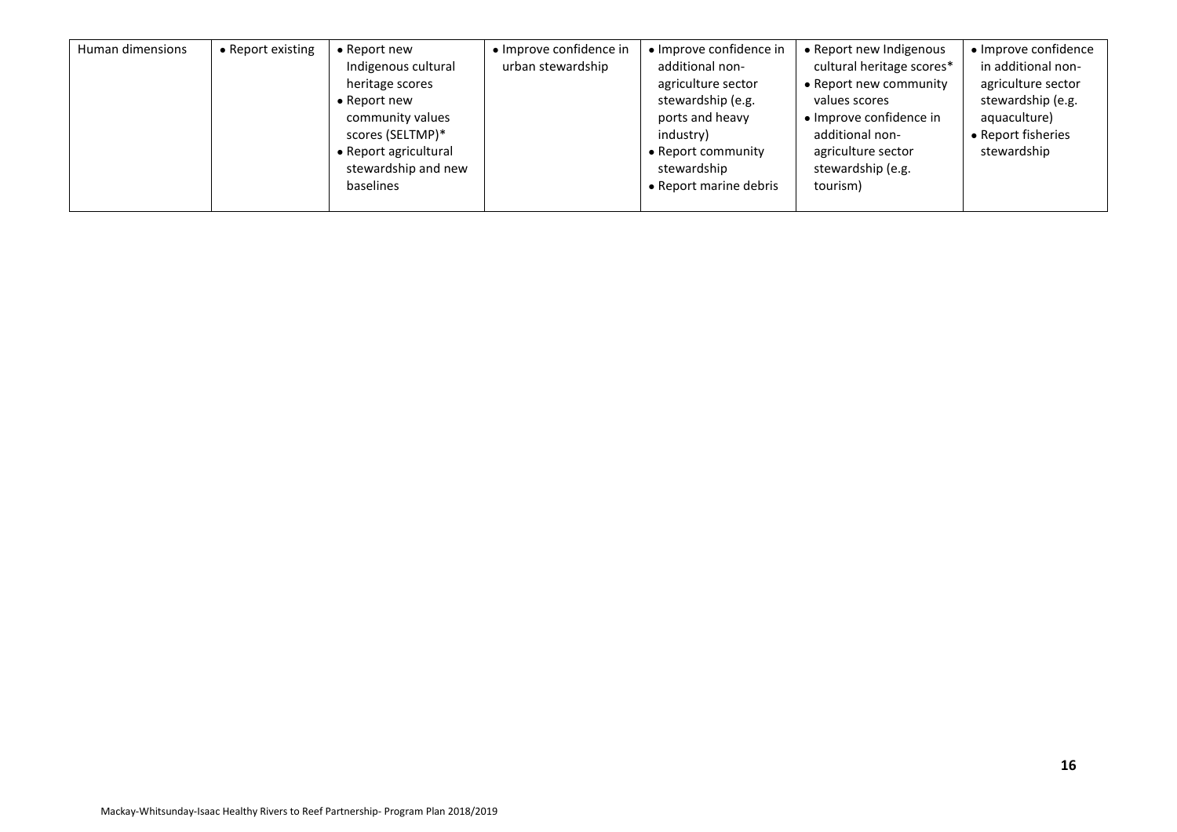| Human dimensions | • Report existing | • Report new Indigenous cultural heritage scores<br>• Report new community values scores (SELTMP)*<br>• Report agricultural stewardship and new baselines | • Improve confidence in urban stewardship | • Improve confidence in additional non-agriculture sector stewardship (e.g. ports and heavy industry)<br>• Report community stewardship<br>• Report marine debris | • Report new Indigenous cultural heritage scores*<br>• Report new community values scores<br>• Improve confidence in additional non-agriculture sector stewardship (e.g. tourism) | • Improve confidence in additional non-agriculture sector stewardship (e.g. aquaculture)<br>• Report fisheries stewardship |
|---|---|---|---|---|---|---|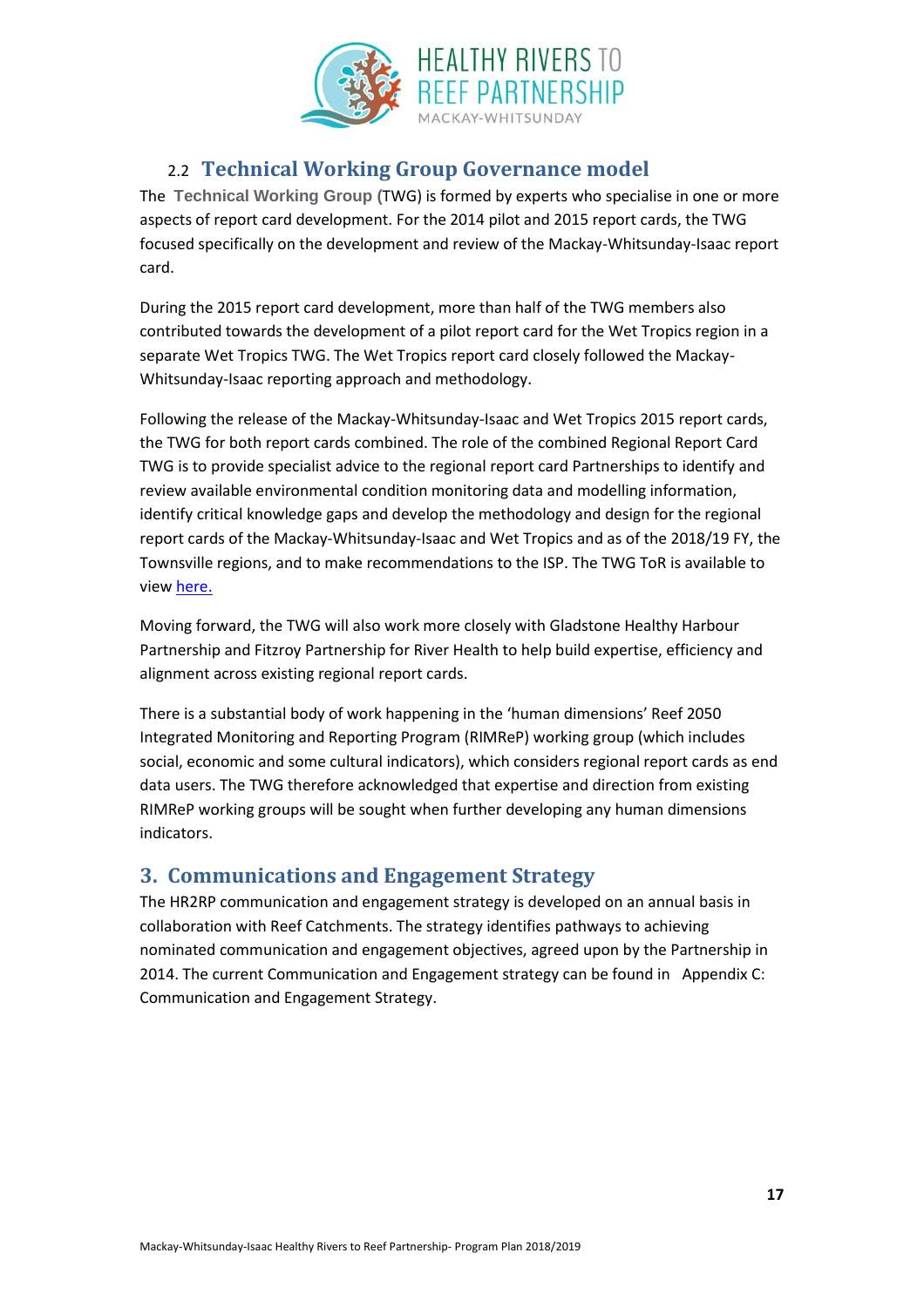## 2.2 Technical Working Group Governance model

The **Technical Working Group** (TWG) is formed by experts who specialise in one or more aspects of report card development. For the 2014 pilot and 2015 report cards, the TWG focused specifically on the development and review of the Mackay-Whitsunday-Isaac report card.

During the 2015 report card development, more than half of the TWG members also contributed towards the development of a pilot report card for the Wet Tropics region in a separate Wet Tropics TWG. The Wet Tropics report card closely followed the Mackay-Whitsunday-Isaac reporting approach and methodology.

Following the release of the Mackay-Whitsunday-Isaac and Wet Tropics 2015 report cards, the TWG for both report cards combined. The role of the combined Regional Report Card TWG is to provide specialist advice to the regional report card Partnerships to identify and review available environmental condition monitoring data and modelling information, identify critical knowledge gaps and develop the methodology and design for the regional report cards of the Mackay-Whitsunday-Isaac and Wet Tropics and as of the 2018/19 FY, the Townsville regions, and to make recommendations to the ISP. The TWG ToR is available to view here.

Moving forward, the TWG will also work more closely with Gladstone Healthy Harbour Partnership and Fitzroy Partnership for River Health to help build expertise, efficiency and alignment across existing regional report cards.

There is a substantial body of work happening in the 'human dimensions' Reef 2050 Integrated Monitoring and Reporting Program (RIMReP) working group (which includes social, economic and some cultural indicators), which considers regional report cards as end data users. The TWG therefore acknowledged that expertise and direction from existing RIMReP working groups will be sought when further developing any human dimensions indicators.

# 3. Communications and Engagement Strategy

The HR2RP communication and engagement strategy is developed on an annual basis in collaboration with Reef Catchments. The strategy identifies pathways to achieving nominated communication and engagement objectives, agreed upon by the Partnership in 2014. The current Communication and Engagement strategy can be found in Appendix C: Communication and Engagement Strategy.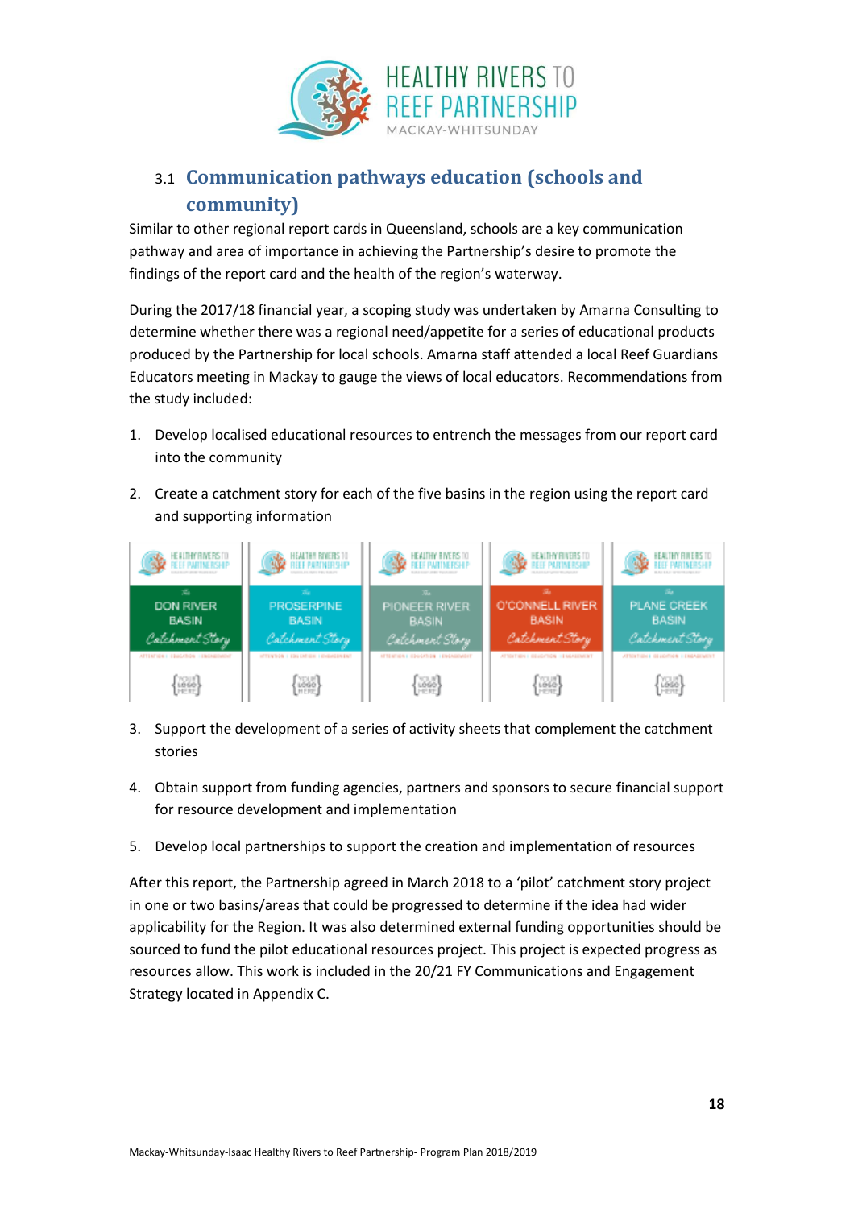## 3.1 Communication pathways education (schools and community)

Similar to other regional report cards in Queensland, schools are a key communication pathway and area of importance in achieving the Partnership's desire to promote the findings of the report card and the health of the region's waterway.

During the 2017/18 financial year, a scoping study was undertaken by Amarna Consulting to determine whether there was a regional need/appetite for a series of educational products produced by the Partnership for local schools. Amarna staff attended a local Reef Guardians Educators meeting in Mackay to gauge the views of local educators. Recommendations from the study included:

1. Develop localised educational resources to entrench the messages from our report card into the community
2. Create a catchment story for each of the five basins in the region using the report card and supporting information
3. Support the development of a series of activity sheets that complement the catchment stories
4. Obtain support from funding agencies, partners and sponsors to secure financial support for resource development and implementation
5. Develop local partnerships to support the creation and implementation of resources

After this report, the Partnership agreed in March 2018 to a 'pilot' catchment story project in one or two basins/areas that could be progressed to determine if the idea had wider applicability for the Region. It was also determined external funding opportunities should be sourced to fund the pilot educational resources project. This project is expected progress as resources allow. This work is included in the 20/21 FY Communications and Engagement Strategy located in Appendix C.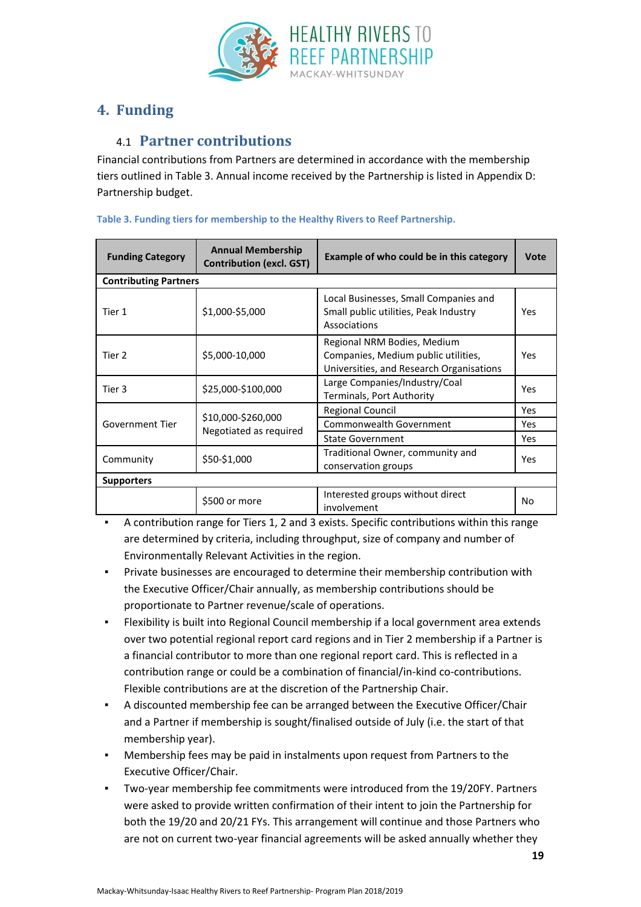# 4. Funding

## 4.1 Partner contributions

Financial contributions from Partners are determined in accordance with the membership tiers outlined in Table 3. Annual income received by the Partnership is listed in Appendix D: Partnership budget.

**Table 3. Funding tiers for membership to the Healthy Rivers to Reef Partnership.**

| Funding Category | Annual Membership Contribution (excl. GST) | Example of who could be in this category | Vote |
|---|---|---|---|
| **Contributing Partners** | | | |
| Tier 1 | $1,000-$5,000 | Local Businesses, Small Companies and Small public utilities, Peak Industry Associations | Yes |
| Tier 2 | $5,000-10,000 | Regional NRM Bodies, Medium Companies, Medium public utilities, Universities, and Research Organisations | Yes |
| Tier 3 | $25,000-$100,000 | Large Companies/Industry/Coal Terminals, Port Authority | Yes |
| Government Tier | $10,000-$260,000 Negotiated as required | Regional Council | Yes |
| | | Commonwealth Government | Yes |
| | | State Government | Yes |
| Community | $50-$1,000 | Traditional Owner, community and conservation groups | Yes |
| **Supporters** | | | |
| | $500 or more | Interested groups without direct involvement | No |

- A contribution range for Tiers 1, 2 and 3 exists. Specific contributions within this range are determined by criteria, including throughput, size of company and number of Environmentally Relevant Activities in the region.
- Private businesses are encouraged to determine their membership contribution with the Executive Officer/Chair annually, as membership contributions should be proportionate to Partner revenue/scale of operations.
- Flexibility is built into Regional Council membership if a local government area extends over two potential regional report card regions and in Tier 2 membership if a Partner is a financial contributor to more than one regional report card. This is reflected in a contribution range or could be a combination of financial/in-kind co-contributions. Flexible contributions are at the discretion of the Partnership Chair.
- A discounted membership fee can be arranged between the Executive Officer/Chair and a Partner if membership is sought/finalised outside of July (i.e. the start of that membership year).
- Membership fees may be paid in instalments upon request from Partners to the Executive Officer/Chair.
- Two-year membership fee commitments were introduced from the 19/20FY. Partners were asked to provide written confirmation of their intent to join the Partnership for both the 19/20 and 20/21 FYs. This arrangement will continue and those Partners who are not on current two-year financial agreements will be asked annually whether they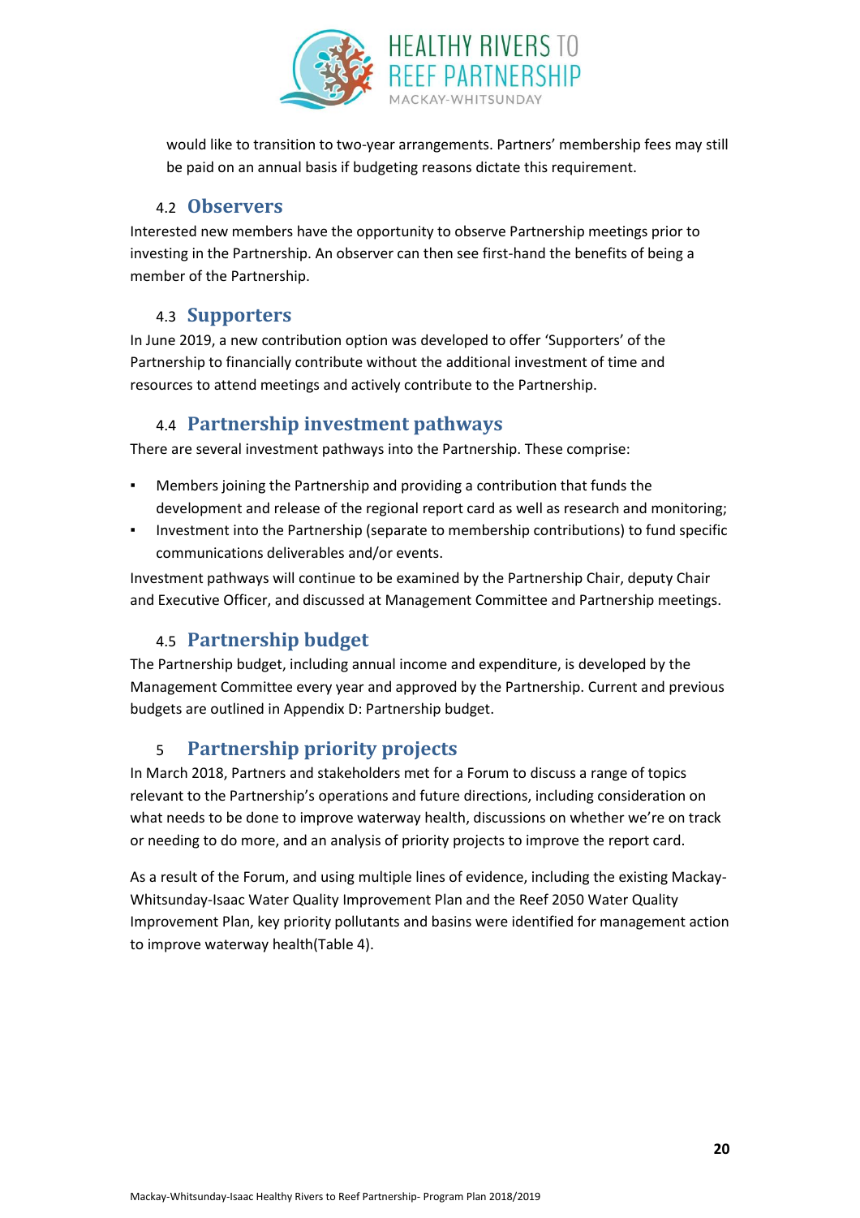would like to transition to two-year arrangements. Partners' membership fees may still be paid on an annual basis if budgeting reasons dictate this requirement.

### 4.2 Observers

Interested new members have the opportunity to observe Partnership meetings prior to investing in the Partnership. An observer can then see first-hand the benefits of being a member of the Partnership.

### 4.3 Supporters

In June 2019, a new contribution option was developed to offer 'Supporters' of the Partnership to financially contribute without the additional investment of time and resources to attend meetings and actively contribute to the Partnership.

### 4.4 Partnership investment pathways

There are several investment pathways into the Partnership. These comprise:

- Members joining the Partnership and providing a contribution that funds the development and release of the regional report card as well as research and monitoring;
- Investment into the Partnership (separate to membership contributions) to fund specific communications deliverables and/or events.

Investment pathways will continue to be examined by the Partnership Chair, deputy Chair and Executive Officer, and discussed at Management Committee and Partnership meetings.

### 4.5 Partnership budget

The Partnership budget, including annual income and expenditure, is developed by the Management Committee every year and approved by the Partnership. Current and previous budgets are outlined in Appendix D: Partnership budget.

## 5 Partnership priority projects

In March 2018, Partners and stakeholders met for a Forum to discuss a range of topics relevant to the Partnership's operations and future directions, including consideration on what needs to be done to improve waterway health, discussions on whether we're on track or needing to do more, and an analysis of priority projects to improve the report card.

As a result of the Forum, and using multiple lines of evidence, including the existing Mackay-Whitsunday-Isaac Water Quality Improvement Plan and the Reef 2050 Water Quality Improvement Plan, key priority pollutants and basins were identified for management action to improve waterway health(Table 4).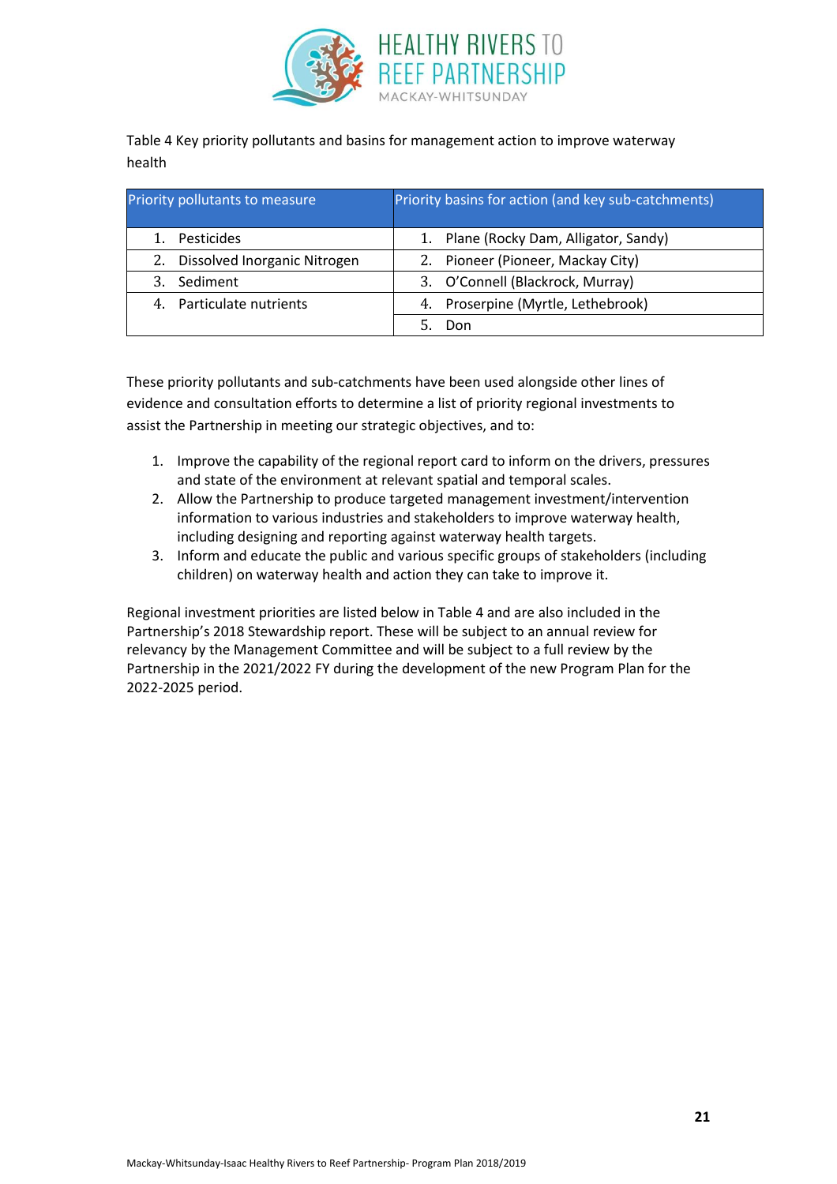Table 4 Key priority pollutants and basins for management action to improve waterway health

| Priority pollutants to measure | Priority basins for action (and key sub-catchments) |
|---|---|
| 1. Pesticides | 1. Plane (Rocky Dam, Alligator, Sandy) |
| 2. Dissolved Inorganic Nitrogen | 2. Pioneer (Pioneer, Mackay City) |
| 3. Sediment | 3. O'Connell (Blackrock, Murray) |
| 4. Particulate nutrients | 4. Proserpine (Myrtle, Lethebrook) |
| | 5. Don |

These priority pollutants and sub-catchments have been used alongside other lines of evidence and consultation efforts to determine a list of priority regional investments to assist the Partnership in meeting our strategic objectives, and to:

1. Improve the capability of the regional report card to inform on the drivers, pressures and state of the environment at relevant spatial and temporal scales.
2. Allow the Partnership to produce targeted management investment/intervention information to various industries and stakeholders to improve waterway health, including designing and reporting against waterway health targets.
3. Inform and educate the public and various specific groups of stakeholders (including children) on waterway health and action they can take to improve it.

Regional investment priorities are listed below in Table 4 and are also included in the Partnership's 2018 Stewardship report. These will be subject to an annual review for relevancy by the Management Committee and will be subject to a full review by the Partnership in the 2021/2022 FY during the development of the new Program Plan for the 2022-2025 period.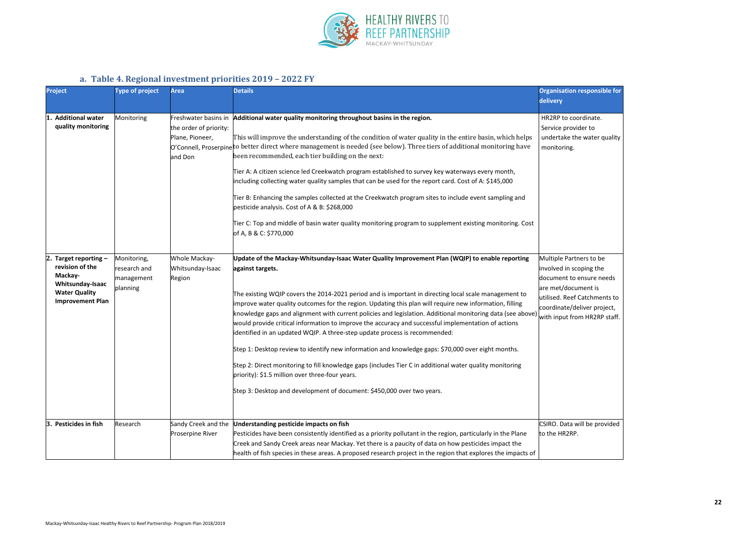### a. Table 4. Regional investment priorities 2019 – 2022 FY

| Project | Type of project | Area | Details | Organisation responsible for delivery |
|---|---|---|---|---|
| 1. **Additional water quality monitoring** | Monitoring | Freshwater basins in the order of priority: Plane, Pioneer, O'Connell, Proserpine and Don | **Additional water quality monitoring throughout basins in the region.**<br><br>This will improve the understanding of the condition of water quality in the entire basin, which helps to better direct where management is needed (see below). Three tiers of additional monitoring have been recommended, each tier building on the next:<br><br>Tier A: A citizen science led Creekwatch program established to survey key waterways every month, including collecting water quality samples that can be used for the report card. Cost of A: $145,000<br><br>Tier B: Enhancing the samples collected at the Creekwatch program sites to include event sampling and pesticide analysis. Cost of A & B: $268,000<br><br>Tier C: Top and middle of basin water quality monitoring program to supplement existing monitoring. Cost of A, B & C: $770,000 | HR2RP to coordinate. Service provider to undertake the water quality monitoring. |
| 2. **Target reporting – revision of the Mackay-Whitsunday-Isaac Water Quality Improvement Plan** | Monitoring, research and management planning | Whole Mackay-Whitsunday-Isaac Region | **Update of the Mackay-Whitsunday-Isaac Water Quality Improvement Plan (WQIP) to enable reporting against targets.**<br><br>The existing WQIP covers the 2014-2021 period and is important in directing local scale management to improve water quality outcomes for the region. Updating this plan will require new information, filling knowledge gaps and alignment with current policies and legislation. Additional monitoring data (see above) would provide critical information to improve the accuracy and successful implementation of actions identified in an updated WQIP. A three-step update process is recommended:<br><br>Step 1: Desktop review to identify new information and knowledge gaps: $70,000 over eight months.<br><br>Step 2: Direct monitoring to fill knowledge gaps (includes Tier C in additional water quality monitoring priority): $1.5 million over three-four years.<br><br>Step 3: Desktop and development of document: $450,000 over two years. | Multiple Partners to be involved in scoping the document to ensure needs are met/document is utilised. Reef Catchments to coordinate/deliver project, with input from HR2RP staff. |
| 3. **Pesticides in fish** | Research | Sandy Creek and the Proserpine River | **Understanding pesticide impacts on fish**<br>Pesticides have been consistently identified as a priority pollutant in the region, particularly in the Plane Creek and Sandy Creek areas near Mackay. Yet there is a paucity of data on how pesticides impact the health of fish species in these areas. A proposed research project in the region that explores the impacts of | CSIRO. Data will be provided to the HR2RP. |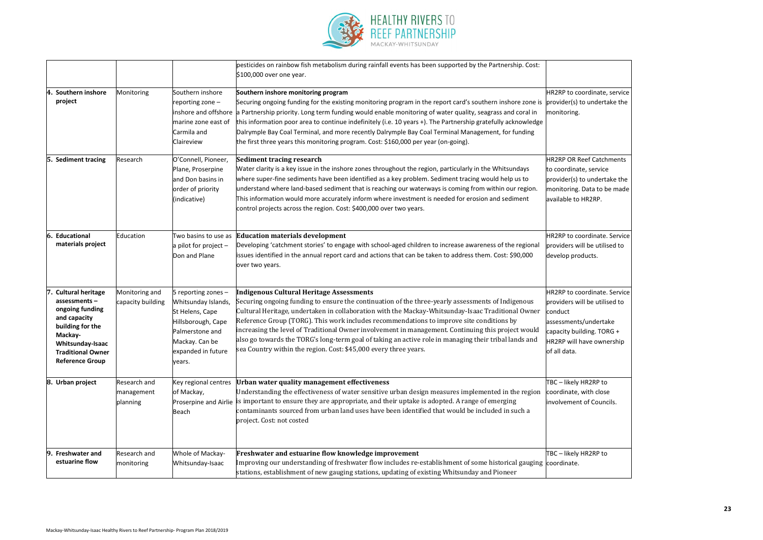| | | | | |
|---|---|---|---|---|
| | | | pesticides on rainbow fish metabolism during rainfall events has been supported by the Partnership. Cost: $100,000 over one year. | |
| **4. Southern inshore project** | Monitoring | Southern inshore reporting zone – inshore and offshore marine zone east of Carmila and Claireview | **Southern inshore monitoring program** Securing ongoing funding for the existing monitoring program in the report card's southern inshore zone is a Partnership priority. Long term funding would enable monitoring of water quality, seagrass and coral in this information poor area to continue indefinitely (i.e. 10 years +). The Partnership gratefully acknowledge Dalrymple Bay Coal Terminal, and more recently Dalrymple Bay Coal Terminal Management, for funding the first three years this monitoring program. Cost: $160,000 per year (on-going). | HR2RP to coordinate, service provider(s) to undertake the monitoring. |
| **5. Sediment tracing** | Research | O'Connell, Pioneer, Plane, Proserpine and Don basins in order of priority (indicative) | **Sediment tracing research** Water clarity is a key issue in the inshore zones throughout the region, particularly in the Whitsundays where super-fine sediments have been identified as a key problem. Sediment tracing would help us to understand where land-based sediment that is reaching our waterways is coming from within our region. This information would more accurately inform where investment is needed for erosion and sediment control projects across the region. Cost: $400,000 over two years. | HR2RP OR Reef Catchments to coordinate, service provider(s) to undertake the monitoring. Data to be made available to HR2RP. |
| **6. Educational materials project** | Education | Two basins to use as a pilot for project – Don and Plane | **Education materials development** Developing 'catchment stories' to engage with school-aged children to increase awareness of the regional issues identified in the annual report card and actions that can be taken to address them. Cost: $90,000 over two years. | HR2RP to coordinate. Service providers will be utilised to develop products. |
| **7. Cultural heritage assessments – ongoing funding and capacity building for the Mackay-Whitsunday-Isaac Traditional Owner Reference Group** | Monitoring and capacity building | 5 reporting zones – Whitsunday Islands, St Helens, Cape Hillsborough, Cape Palmerstone and Mackay. Can be expanded in future years. | **Indigenous Cultural Heritage Assessments** Securing ongoing funding to ensure the continuation of the three-yearly assessments of Indigenous Cultural Heritage, undertaken in collaboration with the Mackay-Whitsunday-Isaac Traditional Owner Reference Group (TORG). This work includes recommendations to improve site conditions by increasing the level of Traditional Owner involvement in management. Continuing this project would also go towards the TORG's long-term goal of taking an active role in managing their tribal lands and Sea Country within the region. Cost: $45,000 every three years. | HR2RP to coordinate. Service providers will be utilised to conduct assessments/undertake capacity building. TORG + HR2RP will have ownership of all data. |
| **8. Urban project** | Research and management planning | Key regional centres of Mackay, Proserpine and Airlie Beach | **Urban water quality management effectiveness** Understanding the effectiveness of water sensitive urban design measures implemented in the region is important to ensure they are appropriate, and their uptake is adopted. A range of emerging contaminants sourced from urban land uses have been identified that would be included in such a project. Cost: not costed | TBC – likely HR2RP to coordinate, with close involvement of Councils. |
| **9. Freshwater and estuarine flow** | Research and monitoring | Whole of Mackay-Whitsunday-Isaac | **Freshwater and estuarine flow knowledge improvement** Improving our understanding of freshwater flow includes re-establishment of some historical gauging stations, establishment of new gauging stations, updating of existing Whitsunday and Pioneer | TBC – likely HR2RP to coordinate. |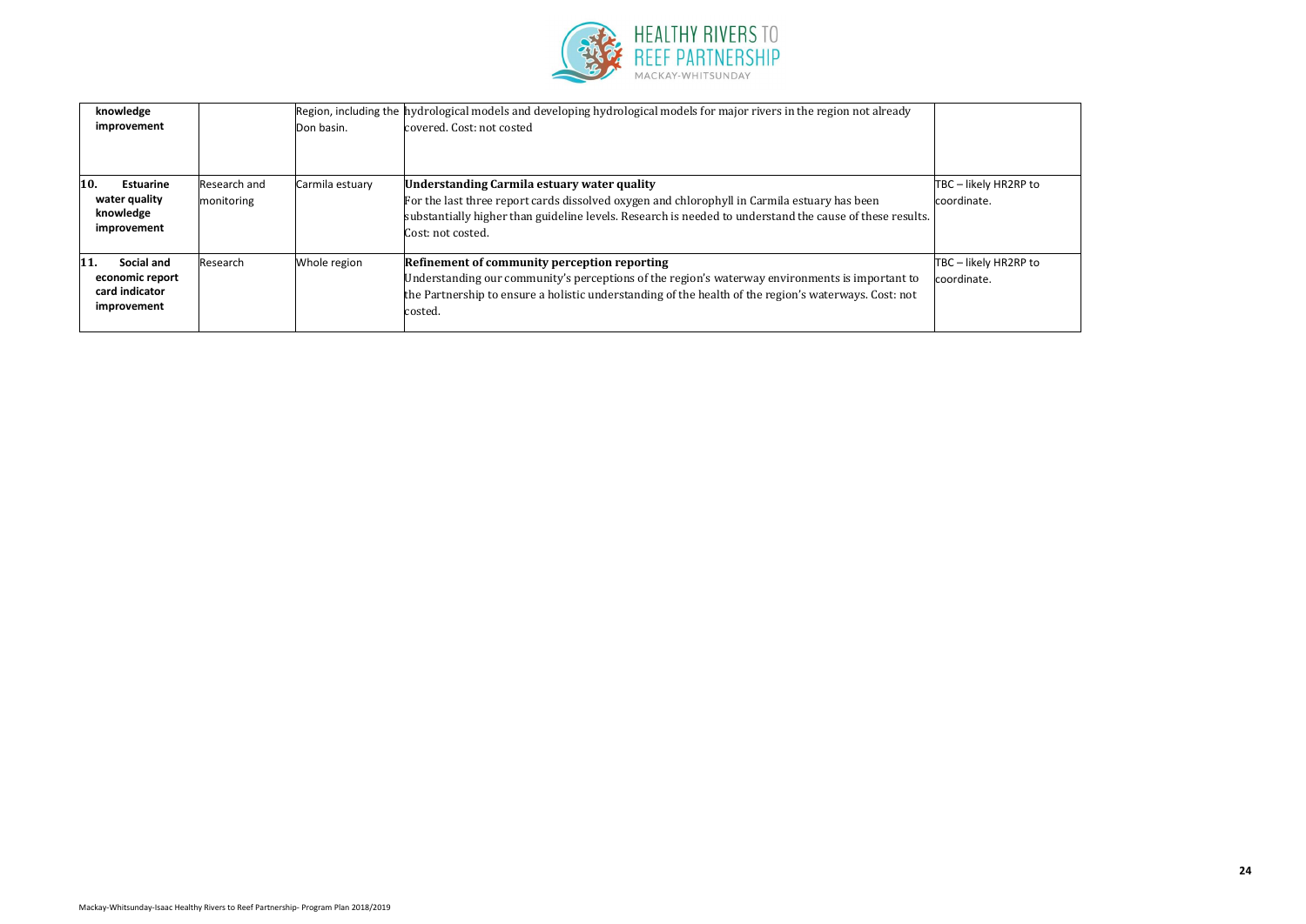| knowledge improvement | | Region, including the Don basin. | hydrological models and developing hydrological models for major rivers in the region not already covered. Cost: not costed | |
|---|---|---|---|---|
| **10. Estuarine water quality knowledge improvement** | Research and monitoring | Carmila estuary | **Understanding Carmila estuary water quality** For the last three report cards dissolved oxygen and chlorophyll in Carmila estuary has been substantially higher than guideline levels. Research is needed to understand the cause of these results. Cost: not costed. | TBC – likely HR2RP to coordinate. |
| **11. Social and economic report card indicator improvement** | Research | Whole region | **Refinement of community perception reporting** Understanding our community's perceptions of the region's waterway environments is important to the Partnership to ensure a holistic understanding of the health of the region's waterways. Cost: not costed. | TBC – likely HR2RP to coordinate. |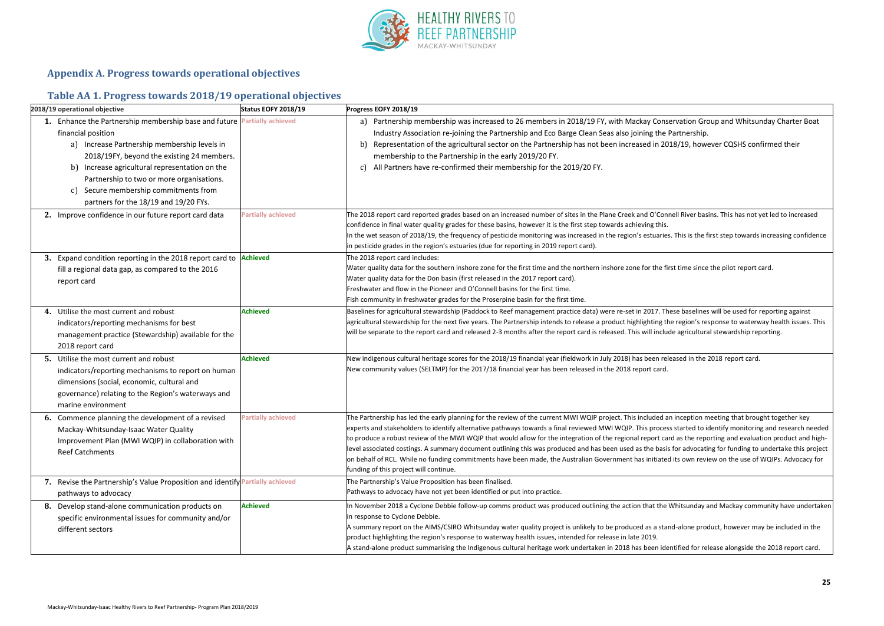## Appendix A. Progress towards operational objectives

### Table AA 1. Progress towards 2018/19 operational objectives

| 2018/19 operational objective | Status EOFY 2018/19 | Progress EOFY 2018/19 |
|---|---|---|
| **1.** Enhance the Partnership membership base and future financial position<br>a) Increase Partnership membership levels in 2018/19FY, beyond the existing 24 members.<br>b) Increase agricultural representation on the Partnership to two or more organisations.<br>c) Secure membership commitments from partners for the 18/19 and 19/20 FYs. | Partially achieved | a) Partnership membership was increased to 26 members in 2018/19 FY, with Mackay Conservation Group and Whitsunday Charter Boat Industry Association re-joining the Partnership and Eco Barge Clean Seas also joining the Partnership.<br>b) Representation of the agricultural sector on the Partnership has not been increased in 2018/19, however CQSHS confirmed their membership to the Partnership in the early 2019/20 FY.<br>c) All Partners have re-confirmed their membership for the 2019/20 FY. |
| **2.** Improve confidence in our future report card data | Partially achieved | The 2018 report card reported grades based on an increased number of sites in the Plane Creek and O'Connell River basins. This has not yet led to increased confidence in final water quality grades for these basins, however it is the first step towards achieving this.<br>In the wet season of 2018/19, the frequency of pesticide monitoring was increased in the region's estuaries. This is the first step towards increasing confidence in pesticide grades in the region's estuaries (due for reporting in 2019 report card). |
| **3.** Expand condition reporting in the 2018 report card to fill a regional data gap, as compared to the 2016 report card | Achieved | The 2018 report card includes:<br>Water quality data for the southern inshore zone for the first time and the northern inshore zone for the first time since the pilot report card.<br>Water quality data for the Don basin (first released in the 2017 report card).<br>Freshwater and flow in the Pioneer and O'Connell basins for the first time.<br>Fish community in freshwater grades for the Proserpine basin for the first time. |
| **4.** Utilise the most current and robust indicators/reporting mechanisms for best management practice (Stewardship) available for the 2018 report card | Achieved | Baselines for agricultural stewardship (Paddock to Reef management practice data) were re-set in 2017. These baselines will be used for reporting against agricultural stewardship for the next five years. The Partnership intends to release a product highlighting the region's response to waterway health issues. This will be separate to the report card and released 2-3 months after the report card is released. This will include agricultural stewardship reporting. |
| **5.** Utilise the most current and robust indicators/reporting mechanisms to report on human dimensions (social, economic, cultural and governance) relating to the Region's waterways and marine environment | Achieved | New indigenous cultural heritage scores for the 2018/19 financial year (fieldwork in July 2018) has been released in the 2018 report card.<br>New community values (SELTMP) for the 2017/18 financial year has been released in the 2018 report card. |
| **6.** Commence planning the development of a revised Mackay-Whitsunday-Isaac Water Quality Improvement Plan (MWI WQIP) in collaboration with Reef Catchments | Partially achieved | The Partnership has led the early planning for the review of the current MWI WQIP project. This included an inception meeting that brought together key experts and stakeholders to identify alternative pathways towards a final reviewed MWI WQIP. This process started to identify monitoring and research needed to produce a robust review of the MWI WQIP that would allow for the integration of the regional report card as the reporting and evaluation product and high-level associated costings. A summary document outlining this was produced and has been used as the basis for advocating for funding to undertake this project on behalf of RCL. While no funding commitments have been made, the Australian Government has initiated its own review on the use of WQIPs. Advocacy for funding of this project will continue. |
| **7.** Revise the Partnership's Value Proposition and identify pathways to advocacy | Partially achieved | The Partnership's Value Proposition has been finalised.<br>Pathways to advocacy have not yet been identified or put into practice. |
| **8.** Develop stand-alone communication products on specific environmental issues for community and/or different sectors | Achieved | In November 2018 a Cyclone Debbie follow-up comms product was produced outlining the action that the Whitsunday and Mackay community have undertaken in response to Cyclone Debbie.<br>A summary report on the AIMS/CSIRO Whitsunday water quality project is unlikely to be produced as a stand-alone product, however may be included in the product highlighting the region's response to waterway health issues, intended for release in late 2019.<br>A stand-alone product summarising the Indigenous cultural heritage work undertaken in 2018 has been identified for release alongside the 2018 report card. |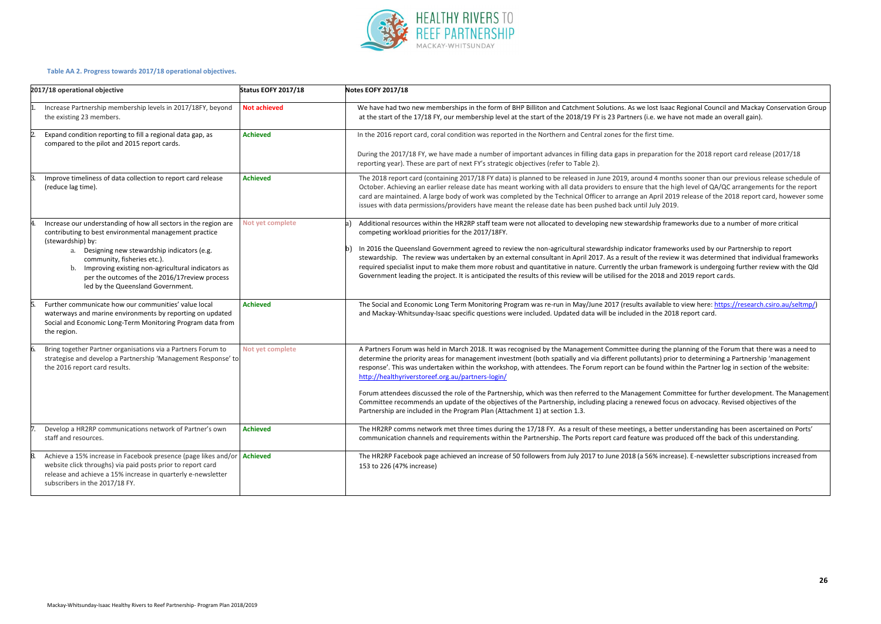**Table AA 2. Progress towards 2017/18 operational objectives.**

| 2017/18 operational objective | Status EOFY 2017/18 | Notes EOFY 2017/18 |
|---|---|---|
| 1. Increase Partnership membership levels in 2017/18FY, beyond the existing 23 members. | **Not achieved** | We have had two new memberships in the form of BHP Billiton and Catchment Solutions. As we lost Isaac Regional Council and Mackay Conservation Group at the start of the 17/18 FY, our membership level at the start of the 2018/19 FY is 23 Partners (i.e. we have not made an overall gain). |
| 2. Expand condition reporting to fill a regional data gap, as compared to the pilot and 2015 report cards. | **Achieved** | In the 2016 report card, coral condition was reported in the Northern and Central zones for the first time.<br><br>During the 2017/18 FY, we have made a number of important advances in filling data gaps in preparation for the 2018 report card release (2017/18 reporting year). These are part of next FY's strategic objectives (refer to Table 2). |
| 3. Improve timeliness of data collection to report card release (reduce lag time). | **Achieved** | The 2018 report card (containing 2017/18 FY data) is planned to be released in June 2019, around 4 months sooner than our previous release schedule of October. Achieving an earlier release date has meant working with all data providers to ensure that the high level of QA/QC arrangements for the report card are maintained. A large body of work was completed by the Technical Officer to arrange an April 2019 release of the 2018 report card, however some issues with data permissions/providers have meant the release date has been pushed back until July 2019. |
| 4. Increase our understanding of how all sectors in the region are contributing to best environmental management practice (stewardship) by:<br>a. Designing new stewardship indicators (e.g. community, fisheries etc.).<br>b. Improving existing non-agricultural indicators as per the outcomes of the 2016/17review process led by the Queensland Government. | **Not yet complete** | a) Additional resources within the HR2RP staff team were not allocated to developing new stewardship frameworks due to a number of more critical competing workload priorities for the 2017/18FY.<br><br>b) In 2016 the Queensland Government agreed to review the non-agricultural stewardship indicator frameworks used by our Partnership to report stewardship. The review was undertaken by an external consultant in April 2017. As a result of the review it was determined that individual frameworks required specialist input to make them more robust and quantitative in nature. Currently the urban framework is undergoing further review with the Qld Government leading the project. It is anticipated the results of this review will be utilised for the 2018 and 2019 report cards. |
| 5. Further communicate how our communities' value local waterways and marine environments by reporting on updated Social and Economic Long-Term Monitoring Program data from the region. | **Achieved** | The Social and Economic Long Term Monitoring Program was re-run in May/June 2017 (results available to view here: https://research.csiro.au/seltmp/) and Mackay-Whitsunday-Isaac specific questions were included. Updated data will be included in the 2018 report card. |
| 6. Bring together Partner organisations via a Partners Forum to strategise and develop a Partnership 'Management Response' to the 2016 report card results. | **Not yet complete** | A Partners Forum was held in March 2018. It was recognised by the Management Committee during the planning of the Forum that there was a need to determine the priority areas for management investment (both spatially and via different pollutants) prior to determining a Partnership 'management response'. This was undertaken within the workshop, with attendees. The Forum report can be found within the Partner log in section of the website: http://healthyriverstoreef.org.au/partners-login/<br><br>Forum attendees discussed the role of the Partnership, which was then referred to the Management Committee for further development. The Management Committee recommends an update of the objectives of the Partnership, including placing a renewed focus on advocacy. Revised objectives of the Partnership are included in the Program Plan (Attachment 1) at section 1.3. |
| 7. Develop a HR2RP communications network of Partner's own staff and resources. | **Achieved** | The HR2RP comms network met three times during the 17/18 FY. As a result of these meetings, a better understanding has been ascertained on Ports' communication channels and requirements within the Partnership. The Ports report card feature was produced off the back of this understanding. |
| 8. Achieve a 15% increase in Facebook presence (page likes and/or website click throughs) via paid posts prior to report card release and achieve a 15% increase in quarterly e-newsletter subscribers in the 2017/18 FY. | **Achieved** | The HR2RP Facebook page achieved an increase of 50 followers from July 2017 to June 2018 (a 56% increase). E-newsletter subscriptions increased from 153 to 226 (47% increase) |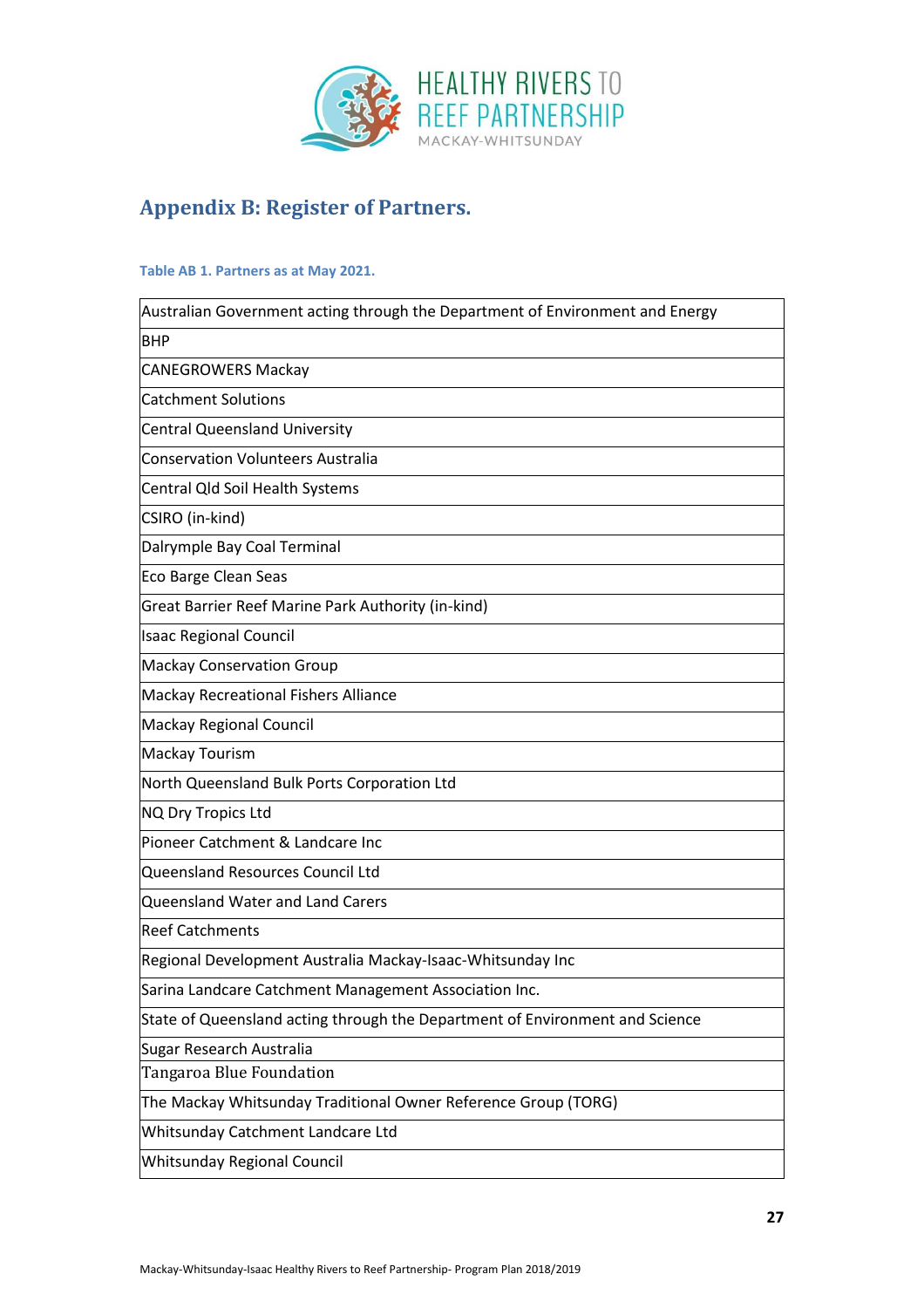## Appendix B: Register of Partners.

**Table AB 1. Partners as at May 2021.**

| Partners |
|---|
| Australian Government acting through the Department of Environment and Energy |
| BHP |
| CANEGROWERS Mackay |
| Catchment Solutions |
| Central Queensland University |
| Conservation Volunteers Australia |
| Central Qld Soil Health Systems |
| CSIRO (in-kind) |
| Dalrymple Bay Coal Terminal |
| Eco Barge Clean Seas |
| Great Barrier Reef Marine Park Authority (in-kind) |
| Isaac Regional Council |
| Mackay Conservation Group |
| Mackay Recreational Fishers Alliance |
| Mackay Regional Council |
| Mackay Tourism |
| North Queensland Bulk Ports Corporation Ltd |
| NQ Dry Tropics Ltd |
| Pioneer Catchment & Landcare Inc |
| Queensland Resources Council Ltd |
| Queensland Water and Land Carers |
| Reef Catchments |
| Regional Development Australia Mackay-Isaac-Whitsunday Inc |
| Sarina Landcare Catchment Management Association Inc. |
| State of Queensland acting through the Department of Environment and Science |
| Sugar Research Australia |
| Tangaroa Blue Foundation |
| The Mackay Whitsunday Traditional Owner Reference Group (TORG) |
| Whitsunday Catchment Landcare Ltd |
| Whitsunday Regional Council |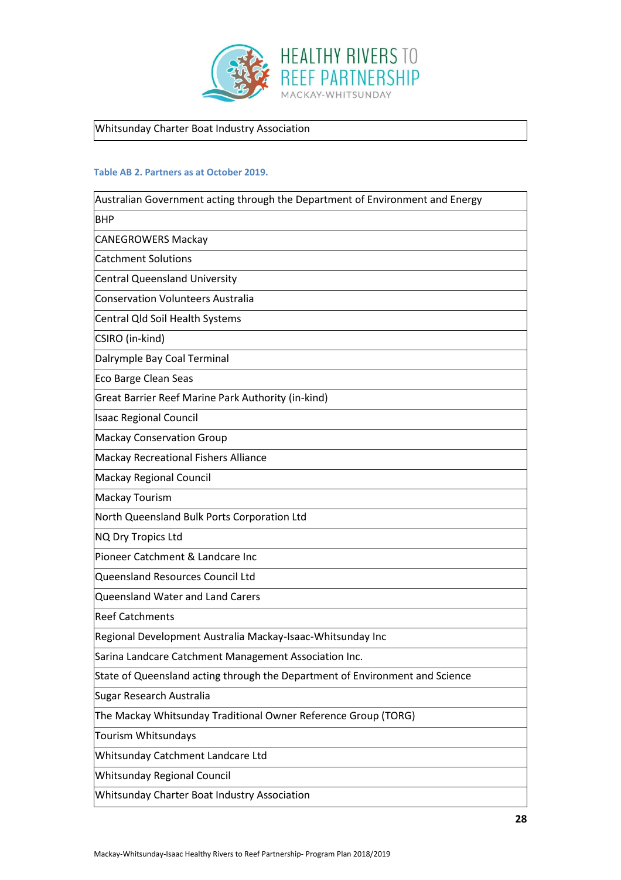| Whitsunday Charter Boat Industry Association |
| --- |

**Table AB 2. Partners as at October 2019.**

| Australian Government acting through the Department of Environment and Energy |
| --- |
| BHP |
| CANEGROWERS Mackay |
| Catchment Solutions |
| Central Queensland University |
| Conservation Volunteers Australia |
| Central Qld Soil Health Systems |
| CSIRO (in-kind) |
| Dalrymple Bay Coal Terminal |
| Eco Barge Clean Seas |
| Great Barrier Reef Marine Park Authority (in-kind) |
| Isaac Regional Council |
| Mackay Conservation Group |
| Mackay Recreational Fishers Alliance |
| Mackay Regional Council |
| Mackay Tourism |
| North Queensland Bulk Ports Corporation Ltd |
| NQ Dry Tropics Ltd |
| Pioneer Catchment & Landcare Inc |
| Queensland Resources Council Ltd |
| Queensland Water and Land Carers |
| Reef Catchments |
| Regional Development Australia Mackay-Isaac-Whitsunday Inc |
| Sarina Landcare Catchment Management Association Inc. |
| State of Queensland acting through the Department of Environment and Science |
| Sugar Research Australia |
| The Mackay Whitsunday Traditional Owner Reference Group (TORG) |
| Tourism Whitsundays |
| Whitsunday Catchment Landcare Ltd |
| Whitsunday Regional Council |
| Whitsunday Charter Boat Industry Association |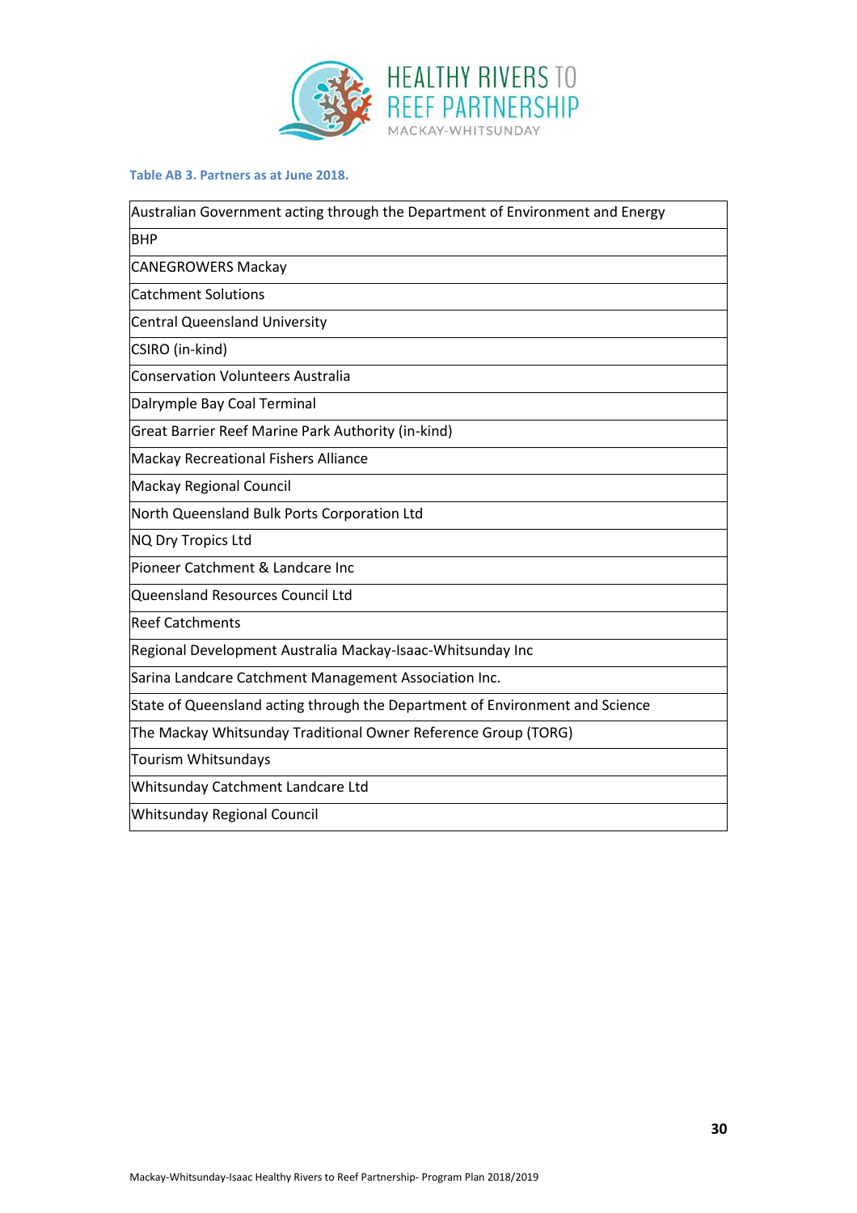**Table AB 3. Partners as at June 2018.**

| Partners |
|---|
| Australian Government acting through the Department of Environment and Energy |
| BHP |
| CANEGROWERS Mackay |
| Catchment Solutions |
| Central Queensland University |
| CSIRO (in-kind) |
| Conservation Volunteers Australia |
| Dalrymple Bay Coal Terminal |
| Great Barrier Reef Marine Park Authority (in-kind) |
| Mackay Recreational Fishers Alliance |
| Mackay Regional Council |
| North Queensland Bulk Ports Corporation Ltd |
| NQ Dry Tropics Ltd |
| Pioneer Catchment & Landcare Inc |
| Queensland Resources Council Ltd |
| Reef Catchments |
| Regional Development Australia Mackay-Isaac-Whitsunday Inc |
| Sarina Landcare Catchment Management Association Inc. |
| State of Queensland acting through the Department of Environment and Science |
| The Mackay Whitsunday Traditional Owner Reference Group (TORG) |
| Tourism Whitsundays |
| Whitsunday Catchment Landcare Ltd |
| Whitsunday Regional Council |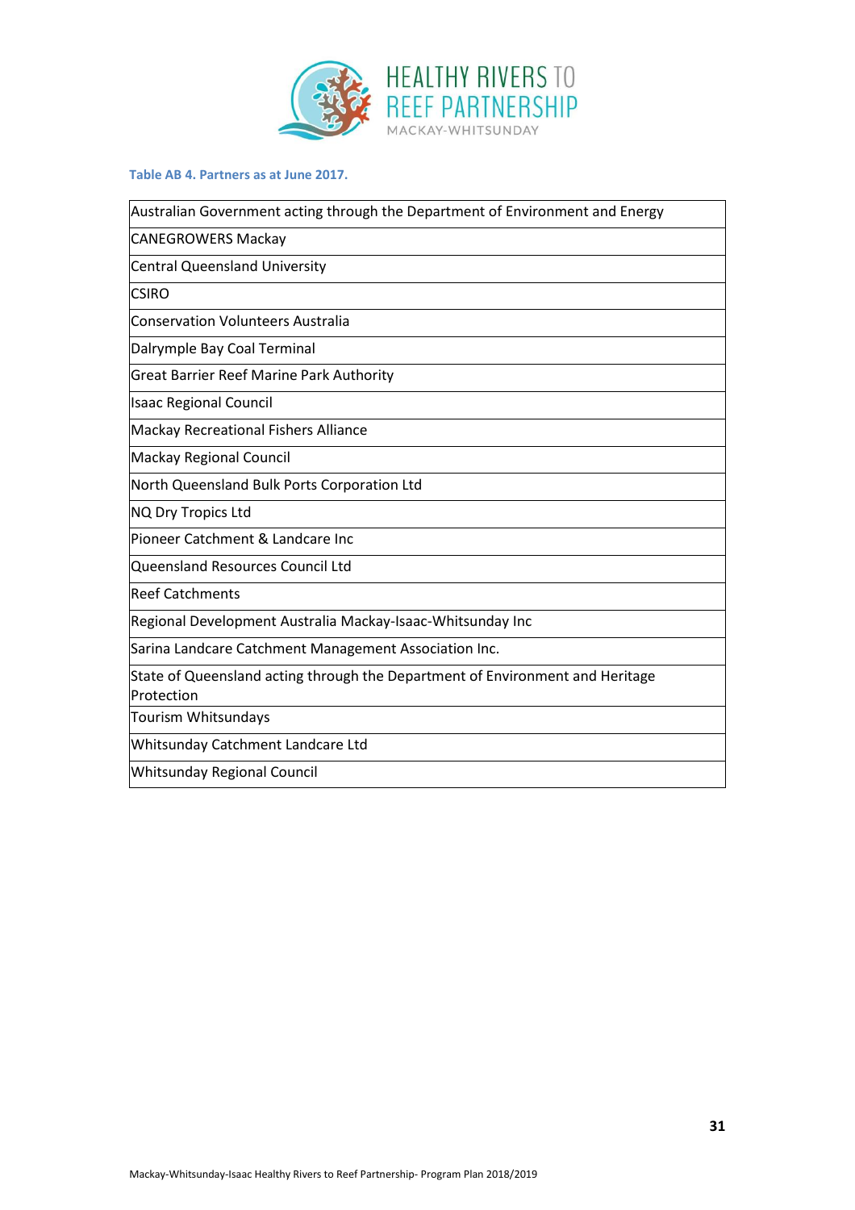**Table AB 4. Partners as at June 2017.**

| |
|---|
| Australian Government acting through the Department of Environment and Energy |
| CANEGROWERS Mackay |
| Central Queensland University |
| CSIRO |
| Conservation Volunteers Australia |
| Dalrymple Bay Coal Terminal |
| Great Barrier Reef Marine Park Authority |
| Isaac Regional Council |
| Mackay Recreational Fishers Alliance |
| Mackay Regional Council |
| North Queensland Bulk Ports Corporation Ltd |
| NQ Dry Tropics Ltd |
| Pioneer Catchment & Landcare Inc |
| Queensland Resources Council Ltd |
| Reef Catchments |
| Regional Development Australia Mackay-Isaac-Whitsunday Inc |
| Sarina Landcare Catchment Management Association Inc. |
| State of Queensland acting through the Department of Environment and Heritage Protection |
| Tourism Whitsundays |
| Whitsunday Catchment Landcare Ltd |
| Whitsunday Regional Council |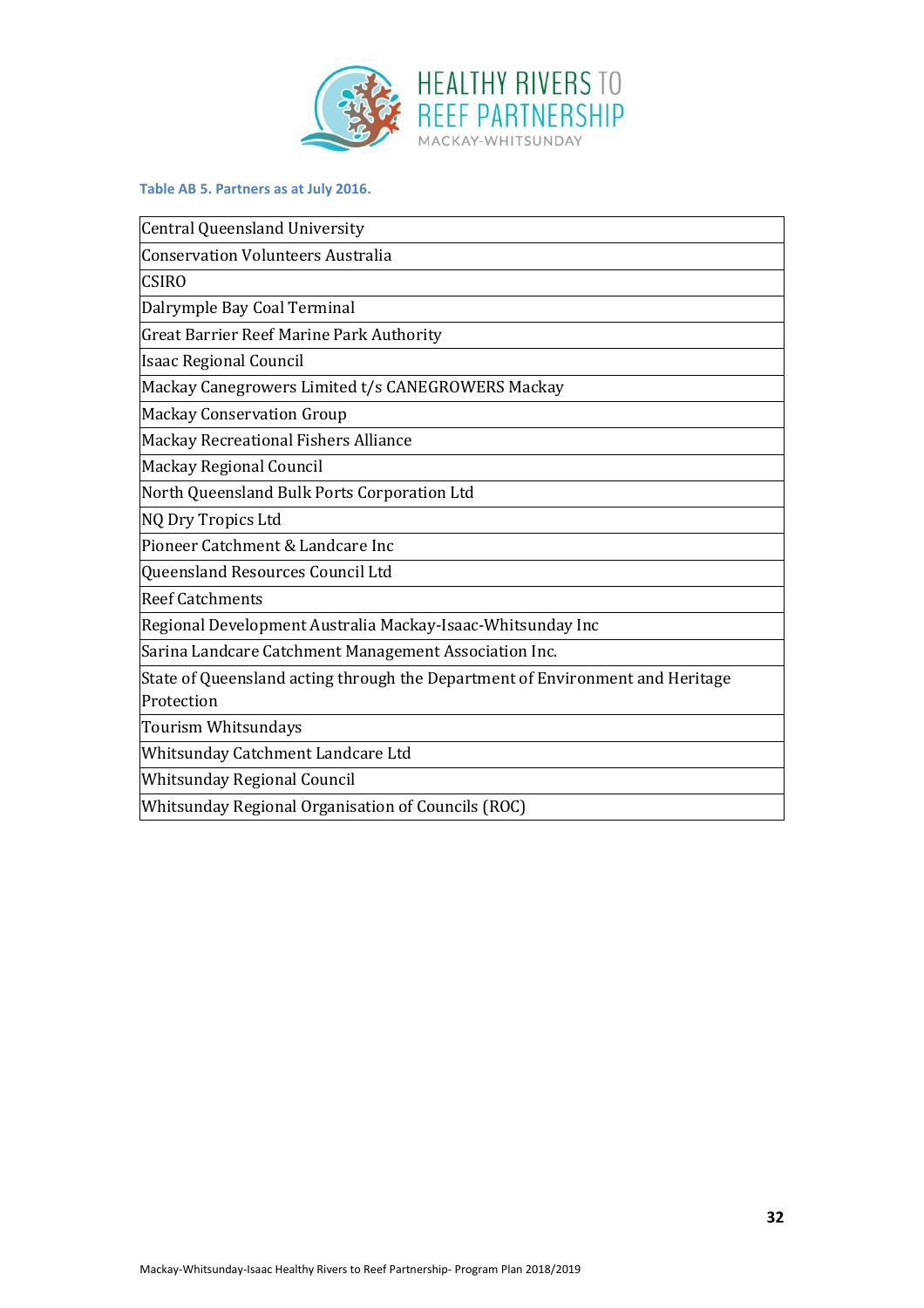**Table AB 5. Partners as at July 2016.**

| Partners |
|---|
| Central Queensland University |
| Conservation Volunteers Australia |
| CSIRO |
| Dalrymple Bay Coal Terminal |
| Great Barrier Reef Marine Park Authority |
| Isaac Regional Council |
| Mackay Canegrowers Limited t/s CANEGROWERS Mackay |
| Mackay Conservation Group |
| Mackay Recreational Fishers Alliance |
| Mackay Regional Council |
| North Queensland Bulk Ports Corporation Ltd |
| NQ Dry Tropics Ltd |
| Pioneer Catchment & Landcare Inc |
| Queensland Resources Council Ltd |
| Reef Catchments |
| Regional Development Australia Mackay-Isaac-Whitsunday Inc |
| Sarina Landcare Catchment Management Association Inc. |
| State of Queensland acting through the Department of Environment and Heritage Protection |
| Tourism Whitsundays |
| Whitsunday Catchment Landcare Ltd |
| Whitsunday Regional Council |
| Whitsunday Regional Organisation of Councils (ROC) |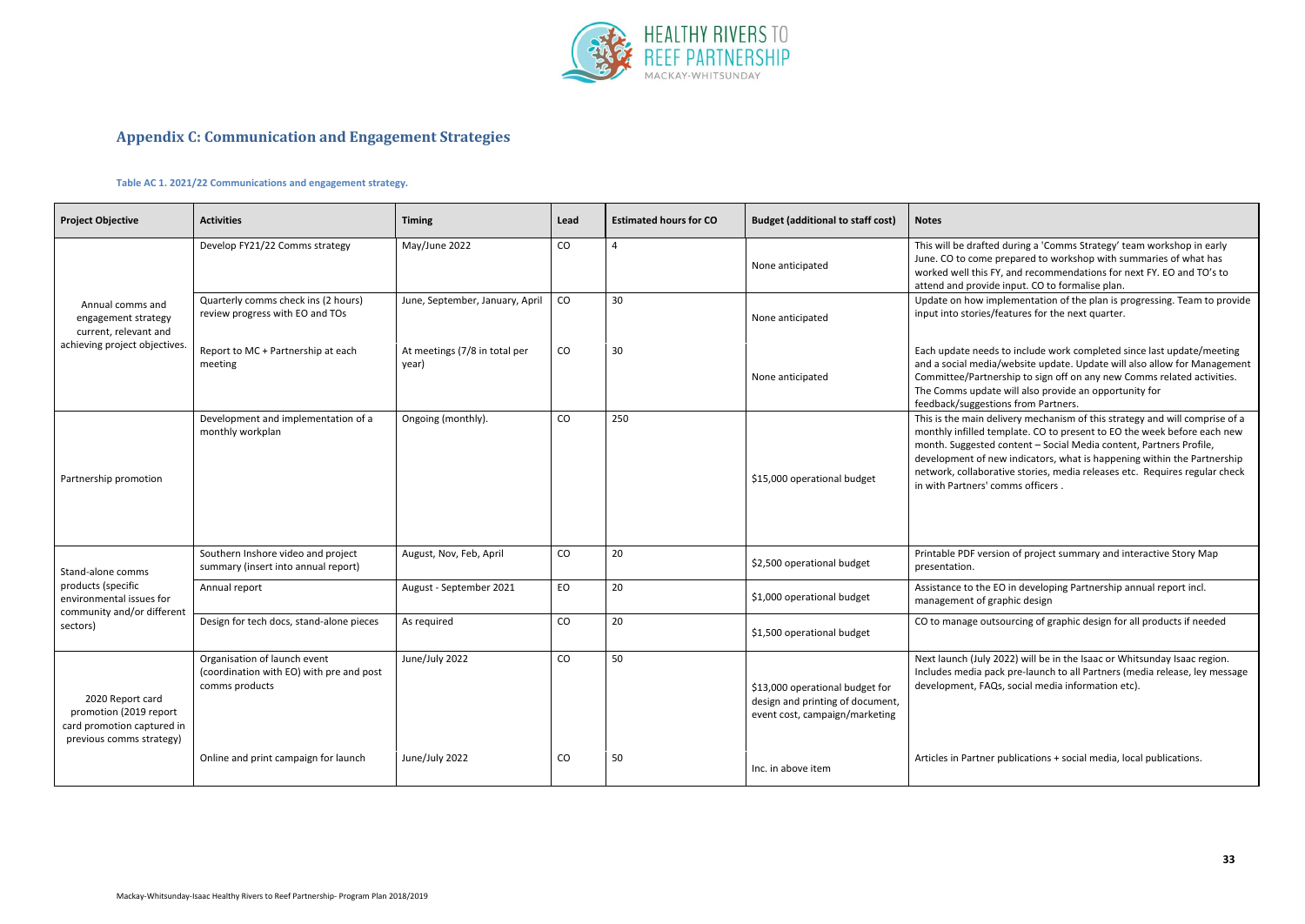# Appendix C: Communication and Engagement Strategies

**Table AC 1. 2021/22 Communications and engagement strategy.**

| Project Objective | Activities | Timing | Lead | Estimated hours for CO | Budget (additional to staff cost) | Notes |
|---|---|---|---|---|---|---|
| Annual comms and engagement strategy current, relevant and achieving project objectives. | Develop FY21/22 Comms strategy | May/June 2022 | CO | 4 | None anticipated | This will be drafted during a 'Comms Strategy' team workshop in early June. CO to come prepared to workshop with summaries of what has worked well this FY, and recommendations for next FY. EO and TO's to attend and provide input. CO to formalise plan. |
| | Quarterly comms check ins (2 hours) review progress with EO and TOs | June, September, January, April | CO | 30 | None anticipated | Update on how implementation of the plan is progressing. Team to provide input into stories/features for the next quarter. |
| | Report to MC + Partnership at each meeting | At meetings (7/8 in total per year) | CO | 30 | None anticipated | Each update needs to include work completed since last update/meeting and a social media/website update. Update will also allow for Management Committee/Partnership to sign off on any new Comms related activities. The Comms update will also provide an opportunity for feedback/suggestions from Partners. |
| Partnership promotion | Development and implementation of a monthly workplan | Ongoing (monthly). | CO | 250 | $15,000 operational budget | This is the main delivery mechanism of this strategy and will comprise of a monthly infilled template. CO to present to EO the week before each new month. Suggested content – Social Media content, Partners Profile, development of new indicators, what is happening within the Partnership network, collaborative stories, media releases etc. Requires regular check in with Partners' comms officers . |
| Stand-alone comms products (specific environmental issues for community and/or different sectors) | Southern Inshore video and project summary (insert into annual report) | August, Nov, Feb, April | CO | 20 | $2,500 operational budget | Printable PDF version of project summary and interactive Story Map presentation. |
| | Annual report | August - September 2021 | EO | 20 | $1,000 operational budget | Assistance to the EO in developing Partnership annual report incl. management of graphic design |
| | Design for tech docs, stand-alone pieces | As required | CO | 20 | $1,500 operational budget | CO to manage outsourcing of graphic design for all products if needed |
| 2020 Report card promotion (2019 report card promotion captured in previous comms strategy) | Organisation of launch event (coordination with EO) with pre and post comms products | June/July 2022 | CO | 50 | $13,000 operational budget for design and printing of document, event cost, campaign/marketing | Next launch (July 2022) will be in the Isaac or Whitsunday Isaac region. Includes media pack pre-launch to all Partners (media release, ley message development, FAQs, social media information etc). |
| | Online and print campaign for launch | June/July 2022 | CO | 50 | Inc. in above item | Articles in Partner publications + social media, local publications. |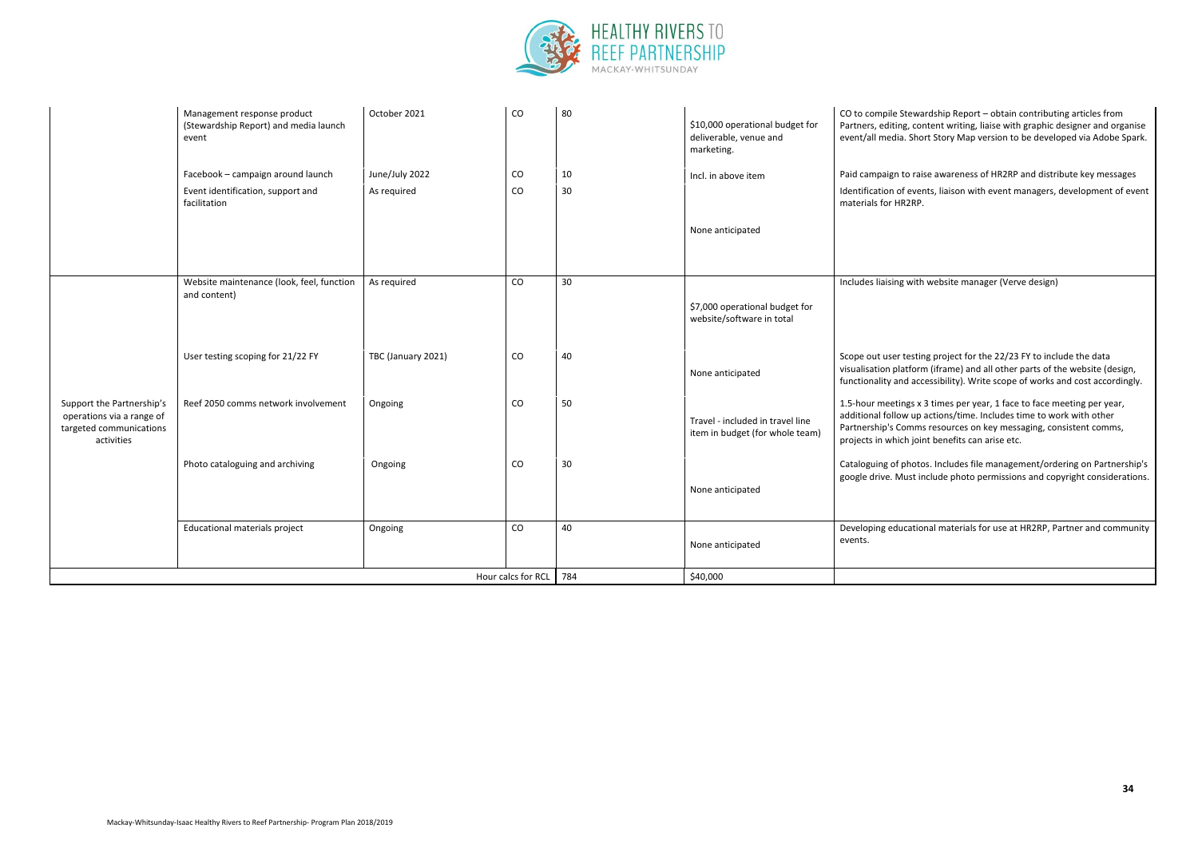| | Management response product (Stewardship Report) and media launch event | October 2021 | CO | 80 | $10,000 operational budget for deliverable, venue and marketing. | CO to compile Stewardship Report – obtain contributing articles from Partners, editing, content writing, liaise with graphic designer and organise event/all media. Short Story Map version to be developed via Adobe Spark. |
|---|---|---|---|---|---|---|
| | Facebook – campaign around launch | June/July 2022 | CO | 10 | Incl. in above item | Paid campaign to raise awareness of HR2RP and distribute key messages |
| | Event identification, support and facilitation | As required | CO | 30 | None anticipated | Identification of events, liaison with event managers, development of event materials for HR2RP. |
| Support the Partnership's operations via a range of targeted communications activities | Website maintenance (look, feel, function and content) | As required | CO | 30 | $7,000 operational budget for website/software in total | Includes liaising with website manager (Verve design) |
| | User testing scoping for 21/22 FY | TBC (January 2021) | CO | 40 | None anticipated | Scope out user testing project for the 22/23 FY to include the data visualisation platform (iframe) and all other parts of the website (design, functionality and accessibility). Write scope of works and cost accordingly. |
| | Reef 2050 comms network involvement | Ongoing | CO | 50 | Travel - included in travel line item in budget (for whole team) | 1.5-hour meetings x 3 times per year, 1 face to face meeting per year, additional follow up actions/time. Includes time to work with other Partnership's Comms resources on key messaging, consistent comms, projects in which joint benefits can arise etc. |
| | Photo cataloguing and archiving | Ongoing | CO | 30 | None anticipated | Cataloguing of photos. Includes file management/ordering on Partnership's google drive. Must include photo permissions and copyright considerations. |
| | Educational materials project | Ongoing | CO | 40 | None anticipated | Developing educational materials for use at HR2RP, Partner and community events. |
| | | | Hour calcs for RCL | 784 | $40,000 | |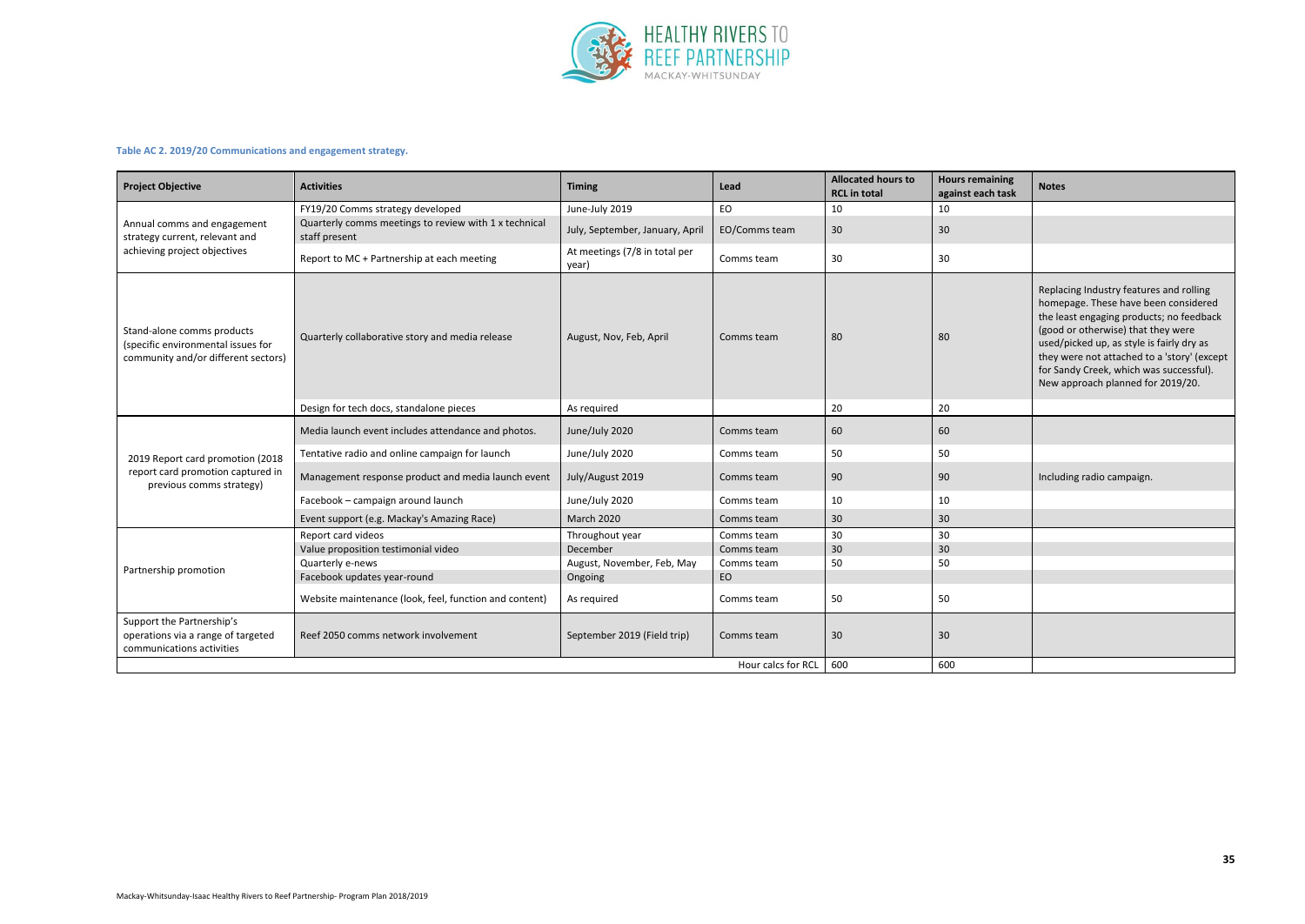**Table AC 2. 2019/20 Communications and engagement strategy.**

| Project Objective | Activities | Timing | Lead | Allocated hours to RCL in total | Hours remaining against each task | Notes |
|---|---|---|---|---|---|---|
| Annual comms and engagement strategy current, relevant and achieving project objectives | FY19/20 Comms strategy developed | June-July 2019 | EO | 10 | 10 | |
| | Quarterly comms meetings to review with 1 x technical staff present | July, September, January, April | EO/Comms team | 30 | 30 | |
| | Report to MC + Partnership at each meeting | At meetings (7/8 in total per year) | Comms team | 30 | 30 | |
| Stand-alone comms products (specific environmental issues for community and/or different sectors) | Quarterly collaborative story and media release | August, Nov, Feb, April | Comms team | 80 | 80 | Replacing Industry features and rolling homepage. These have been considered the least engaging products; no feedback (good or otherwise) that they were used/picked up, as style is fairly dry as they were not attached to a 'story' (except for Sandy Creek, which was successful). New approach planned for 2019/20. |
| | Design for tech docs, standalone pieces | As required | | 20 | 20 | |
| 2019 Report card promotion (2018 report card promotion captured in previous comms strategy) | Media launch event includes attendance and photos. | June/July 2020 | Comms team | 60 | 60 | |
| | Tentative radio and online campaign for launch | June/July 2020 | Comms team | 50 | 50 | |
| | Management response product and media launch event | July/August 2019 | Comms team | 90 | 90 | Including radio campaign. |
| | Facebook – campaign around launch | June/July 2020 | Comms team | 10 | 10 | |
| | Event support (e.g. Mackay's Amazing Race) | March 2020 | Comms team | 30 | 30 | |
| Partnership promotion | Report card videos | Throughout year | Comms team | 30 | 30 | |
| | Value proposition testimonial video | December | Comms team | 30 | 30 | |
| | Quarterly e-news | August, November, Feb, May | Comms team | 50 | 50 | |
| | Facebook updates year-round | Ongoing | EO | | | |
| | Website maintenance (look, feel, function and content) | As required | Comms team | 50 | 50 | |
| Support the Partnership's operations via a range of targeted communications activities | Reef 2050 comms network involvement | September 2019 (Field trip) | Comms team | 30 | 30 | |
| | | | Hour calcs for RCL | 600 | 600 | |

Mackay-Whitsunday-Isaac Healthy Rivers to Reef Partnership- Program Plan 2018/2019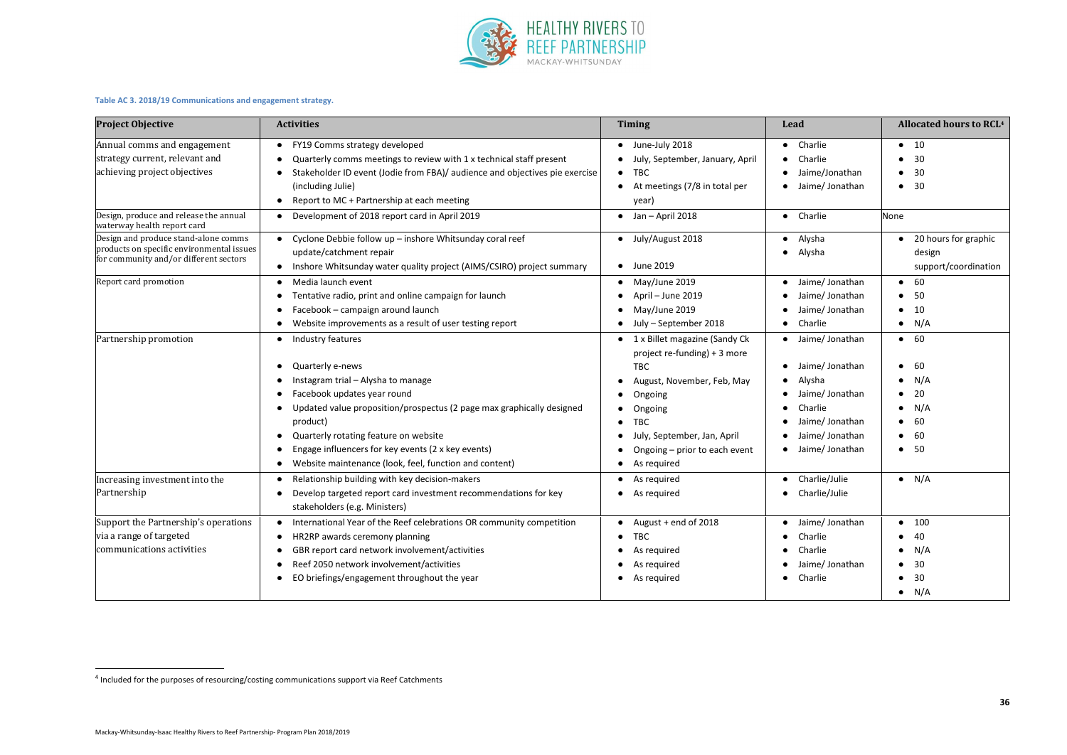**Table AC 3. 2018/19 Communications and engagement strategy.**

| Project Objective | Activities | Timing | Lead | Allocated hours to RCL[4] |
|---|---|---|---|---|
| Annual comms and engagement strategy current, relevant and achieving project objectives | • FY19 Comms strategy developed<br>• Quarterly comms meetings to review with 1 x technical staff present<br>• Stakeholder ID event (Jodie from FBA)/ audience and objectives pie exercise (including Julie)<br>• Report to MC + Partnership at each meeting | • June-July 2018<br>• July, September, January, April<br>• TBC<br>• At meetings (7/8 in total per year) | • Charlie<br>• Charlie<br>• Jaime/Jonathan<br>• Jaime/ Jonathan | • 10<br>• 30<br>• 30<br>• 30 |
| Design, produce and release the annual waterway health report card | • Development of 2018 report card in April 2019 | • Jan – April 2018 | • Charlie | None |
| Design and produce stand-alone comms products on specific environmental issues for community and/or different sectors | • Cyclone Debbie follow up – inshore Whitsunday coral reef update/catchment repair<br>• Inshore Whitsunday water quality project (AIMS/CSIRO) project summary | • July/August 2018<br>• June 2019 | • Alysha<br>• Alysha | • 20 hours for graphic design support/coordination |
| Report card promotion | • Media launch event<br>• Tentative radio, print and online campaign for launch<br>• Facebook – campaign around launch<br>• Website improvements as a result of user testing report | • May/June 2019<br>• April – June 2019<br>• May/June 2019<br>• July – September 2018 | • Jaime/ Jonathan<br>• Jaime/ Jonathan<br>• Jaime/ Jonathan<br>• Charlie | • 60<br>• 50<br>• 10<br>• N/A |
| Partnership promotion | • Industry features<br>• Quarterly e-news<br>• Instagram trial – Alysha to manage<br>• Facebook updates year round<br>• Updated value proposition/prospectus (2 page max graphically designed product)<br>• Quarterly rotating feature on website<br>• Engage influencers for key events (2 x key events)<br>• Website maintenance (look, feel, function and content) | • 1 x Billet magazine (Sandy Ck project re-funding) + 3 more TBC<br>• August, November, Feb, May<br>• Ongoing<br>• Ongoing<br>• TBC<br>• July, September, Jan, April<br>• Ongoing – prior to each event<br>• As required | • Jaime/ Jonathan<br>• Jaime/ Jonathan<br>• Alysha<br>• Jaime/ Jonathan<br>• Charlie<br>• Jaime/ Jonathan<br>• Jaime/ Jonathan<br>• Jaime/ Jonathan | • 60<br>• 60<br>• N/A<br>• 20<br>• N/A<br>• 60<br>• 60<br>• 50 |
| Increasing investment into the Partnership | • Relationship building with key decision-makers<br>• Develop targeted report card investment recommendations for key stakeholders (e.g. Ministers) | • As required<br>• As required | • Charlie/Julie<br>• Charlie/Julie | • N/A |
| Support the Partnership's operations via a range of targeted communications activities | • International Year of the Reef celebrations OR community competition<br>• HR2RP awards ceremony planning<br>• GBR report card network involvement/activities<br>• Reef 2050 network involvement/activities<br>• EO briefings/engagement throughout the year | • August + end of 2018<br>• TBC<br>• As required<br>• As required<br>• As required | • Jaime/ Jonathan<br>• Charlie<br>• Charlie<br>• Jaime/ Jonathan<br>• Charlie | • 100<br>• 40<br>• N/A<br>• 30<br>• 30<br>• N/A |

[4] Included for the purposes of resourcing/costing communications support via Reef Catchments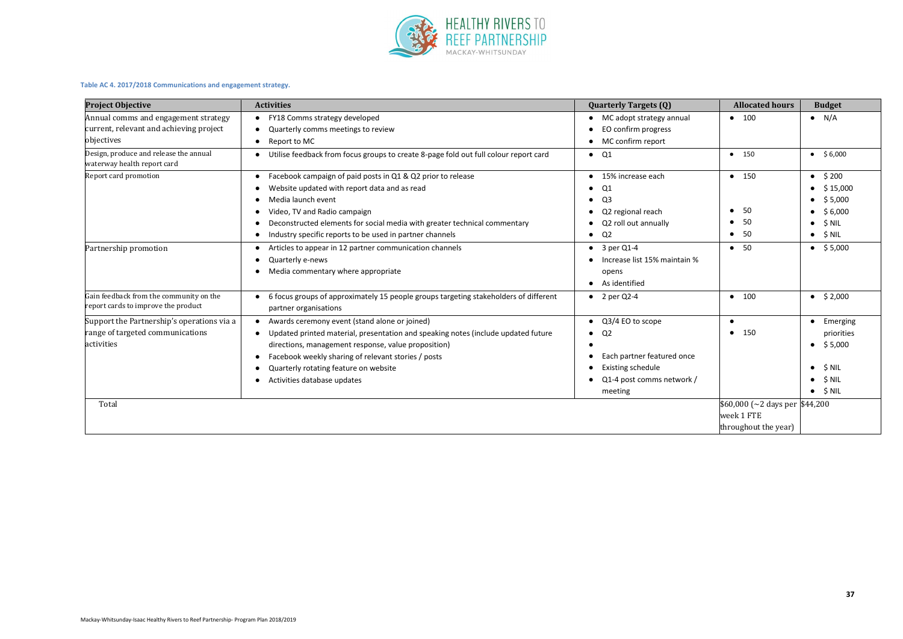**Table AC 4. 2017/2018 Communications and engagement strategy.**

| Project Objective | Activities | Quarterly Targets (Q) | Allocated hours | Budget |
|---|---|---|---|---|
| Annual comms and engagement strategy current, relevant and achieving project objectives | • FY18 Comms strategy developed<br>• Quarterly comms meetings to review<br>• Report to MC | • MC adopt strategy annual<br>• EO confirm progress<br>• MC confirm report | • 100 | • N/A |
| Design, produce and release the annual waterway health report card | • Utilise feedback from focus groups to create 8-page fold out full colour report card | • Q1 | • 150 | • $ 6,000 |
| Report card promotion | • Facebook campaign of paid posts in Q1 & Q2 prior to release<br>• Website updated with report data and as read<br>• Media launch event<br>• Video, TV and Radio campaign<br>• Deconstructed elements for social media with greater technical commentary<br>• Industry specific reports to be used in partner channels | • 15% increase each<br>• Q1<br>• Q3<br>• Q2 regional reach<br>• Q2 roll out annually<br>• Q2 | • 150<br><br><br>• 50<br>• 50<br>• 50 | • $ 200<br>• $ 15,000<br>• $ 5,000<br>• $ 6,000<br>• $ NIL<br>• $ NIL |
| Partnership promotion | • Articles to appear in 12 partner communication channels<br>• Quarterly e-news<br>• Media commentary where appropriate | • 3 per Q1-4<br>• Increase list 15% maintain % opens<br>• As identified | • 50 | • $ 5,000 |
| Gain feedback from the community on the report cards to improve the product | • 6 focus groups of approximately 15 people groups targeting stakeholders of different partner organisations | • 2 per Q2-4 | • 100 | • $ 2,000 |
| Support the Partnership's operations via a range of targeted communications activities | • Awards ceremony event (stand alone or joined)<br>• Updated printed material, presentation and speaking notes (include updated future directions, management response, value proposition)<br>• Facebook weekly sharing of relevant stories / posts<br>• Quarterly rotating feature on website<br>• Activities database updates | • Q3/4 EO to scope<br>• Q2<br>•<br>• Each partner featured once<br>• Existing schedule<br>• Q1-4 post comms network / meeting | •<br>• 150 | • Emerging priorities<br>• $ 5,000<br><br>• $ NIL<br>• $ NIL<br>• $ NIL |
| Total | | | $60,000 (~2 days per week 1 FTE throughout the year) | $44,200 |

Mackay-Whitsunday-Isaac Healthy Rivers to Reef Partnership- Program Plan 2018/2019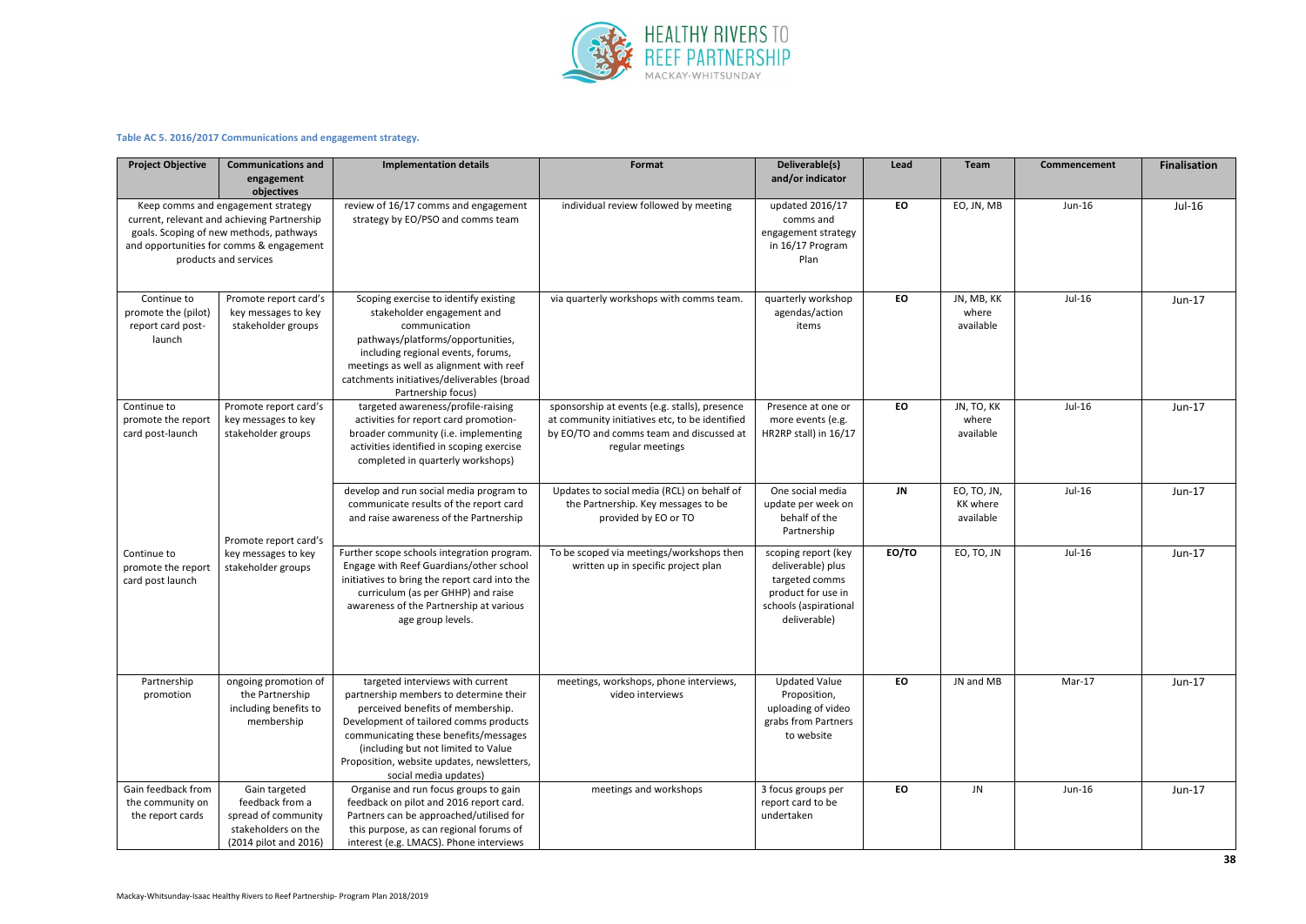**Table AC 5. 2016/2017 Communications and engagement strategy.**

| Project Objective | Communications and engagement objectives | Implementation details | Format | Deliverable(s) and/or indicator | Lead | Team | Commencement | Finalisation |
|---|---|---|---|---|---|---|---|---|
| Keep comms and engagement strategy current, relevant and achieving Partnership goals. Scoping of new methods, pathways and opportunities for comms & engagement products and services | | review of 16/17 comms and engagement strategy by EO/PSO and comms team | individual review followed by meeting | updated 2016/17 comms and engagement strategy in 16/17 Program Plan | **EO** | EO, JN, MB | Jun-16 | Jul-16 |
| Continue to promote the (pilot) report card post-launch | Promote report card's key messages to key stakeholder groups | Scoping exercise to identify existing stakeholder engagement and communication pathways/platforms/opportunities, including regional events, forums, meetings as well as alignment with reef catchments initiatives/deliverables (broad Partnership focus) | via quarterly workshops with comms team. | quarterly workshop agendas/action items | **EO** | JN, MB, KK where available | Jul-16 | Jun-17 |
| Continue to promote the report card post-launch | Promote report card's key messages to key stakeholder groups | targeted awareness/profile-raising activities for report card promotion-broader community (i.e. implementing activities identified in scoping exercise completed in quarterly workshops) | sponsorship at events (e.g. stalls), presence at community initiatives etc, to be identified by EO/TO and comms team and discussed at regular meetings | Presence at one or more events (e.g. HR2RP stall) in 16/17 | **EO** | JN, TO, KK where available | Jul-16 | Jun-17 |
| | Promote report card's key messages to key stakeholder groups | develop and run social media program to communicate results of the report card and raise awareness of the Partnership | Updates to social media (RCL) on behalf of the Partnership. Key messages to be provided by EO or TO | One social media update per week on behalf of the Partnership | **JN** | EO, TO, JN, KK where available | Jul-16 | Jun-17 |
| Continue to promote the report card post launch | | Further scope schools integration program. Engage with Reef Guardians/other school initiatives to bring the report card into the curriculum (as per GHHP) and raise awareness of the Partnership at various age group levels. | To be scoped via meetings/workshops then written up in specific project plan | scoping report (key deliverable) plus targeted comms product for use in schools (aspirational deliverable) | **EO/TO** | EO, TO, JN | Jul-16 | Jun-17 |
| Partnership promotion | ongoing promotion of the Partnership including benefits to membership | targeted interviews with current partnership members to determine their perceived benefits of membership. Development of tailored comms products communicating these benefits/messages (including but not limited to Value Proposition, website updates, newsletters, social media updates) | meetings, workshops, phone interviews, video interviews | Updated Value Proposition, uploading of video grabs from Partners to website | **EO** | JN and MB | Mar-17 | Jun-17 |
| Gain feedback from the community on the report cards | Gain targeted feedback from a spread of community stakeholders on the (2014 pilot and 2016) | Organise and run focus groups to gain feedback on pilot and 2016 report card. Partners can be approached/utilised for this purpose, as can regional forums of interest (e.g. LMACS). Phone interviews | meetings and workshops | 3 focus groups per report card to be undertaken | **EO** | JN | Jun-16 | Jun-17 |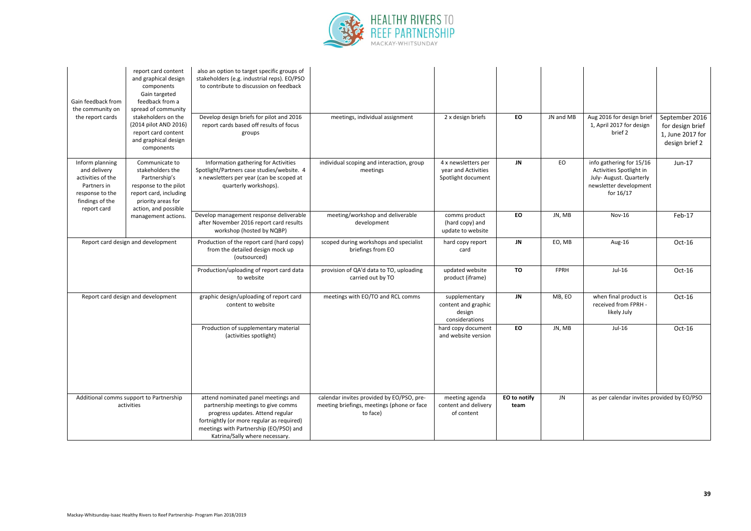| | | | | | | | | |
|---|---|---|---|---|---|---|---|---|
| Gain feedback from the community on the report cards | report card content and graphical design components Gain targeted feedback from a spread of community stakeholders on the (2014 pilot AND 2016) report card content and graphical design components | also an option to target specific groups of stakeholders (e.g. industrial reps). EO/PSO to contribute to discussion on feedback | | | | | | |
| | | Develop design briefs for pilot and 2016 report cards based off results of focus groups | meetings, individual assignment | 2 x design briefs | **EO** | JN and MB | Aug 2016 for design brief 1, April 2017 for design brief 2 | September 2016 for design brief 1, June 2017 for design brief 2 |
| Inform planning and delivery activities of the Partners in response to the findings of the report card | Communicate to stakeholders the Partnership's response to the pilot report card, including priority areas for action, and possible management actions. | Information gathering for Activities Spotlight/Partners case studies/website. 4 x newsletters per year (can be scoped at quarterly workshops). | individual scoping and interaction, group meetings | 4 x newsletters per year and Activities Spotlight document | **JN** | EO | info gathering for 15/16 Activities Spotlight in July- August. Quarterly newsletter development for 16/17 | Jun-17 |
| | | Develop management response deliverable after November 2016 report card results workshop (hosted by NQBP) | meeting/workshop and deliverable development | comms product (hard copy) and update to website | **EO** | JN, MB | Nov-16 | Feb-17 |
| Report card design and development | | Production of the report card (hard copy) from the detailed design mock up (outsourced) | scoped during workshops and specialist briefings from EO | hard copy report card | **JN** | EO, MB | Aug-16 | Oct-16 |
| | | Production/uploading of report card data to website | provision of QA'd data to TO, uploading carried out by TO | updated website product (iframe) | **TO** | FPRH | Jul-16 | Oct-16 |
| Report card design and development | | graphic design/uploading of report card content to website | meetings with EO/TO and RCL comms | supplementary content and graphic design considerations | **JN** | MB, EO | when final product is received from FPRH - likely July | Oct-16 |
| | | Production of supplementary material (activities spotlight) | | hard copy document and website version | **EO** | JN, MB | Jul-16 | Oct-16 |
| Additional comms support to Partnership activities | | attend nominated panel meetings and partnership meetings to give comms progress updates. Attend regular fortnightly (or more regular as required) meetings with Partnership (EO/PSO) and Katrina/Sally where necessary. | calendar invites provided by EO/PSO, pre-meeting briefings, meetings (phone or face to face) | meeting agenda content and delivery of content | **EO to notify team** | JN | as per calendar invites provided by EO/PSO | |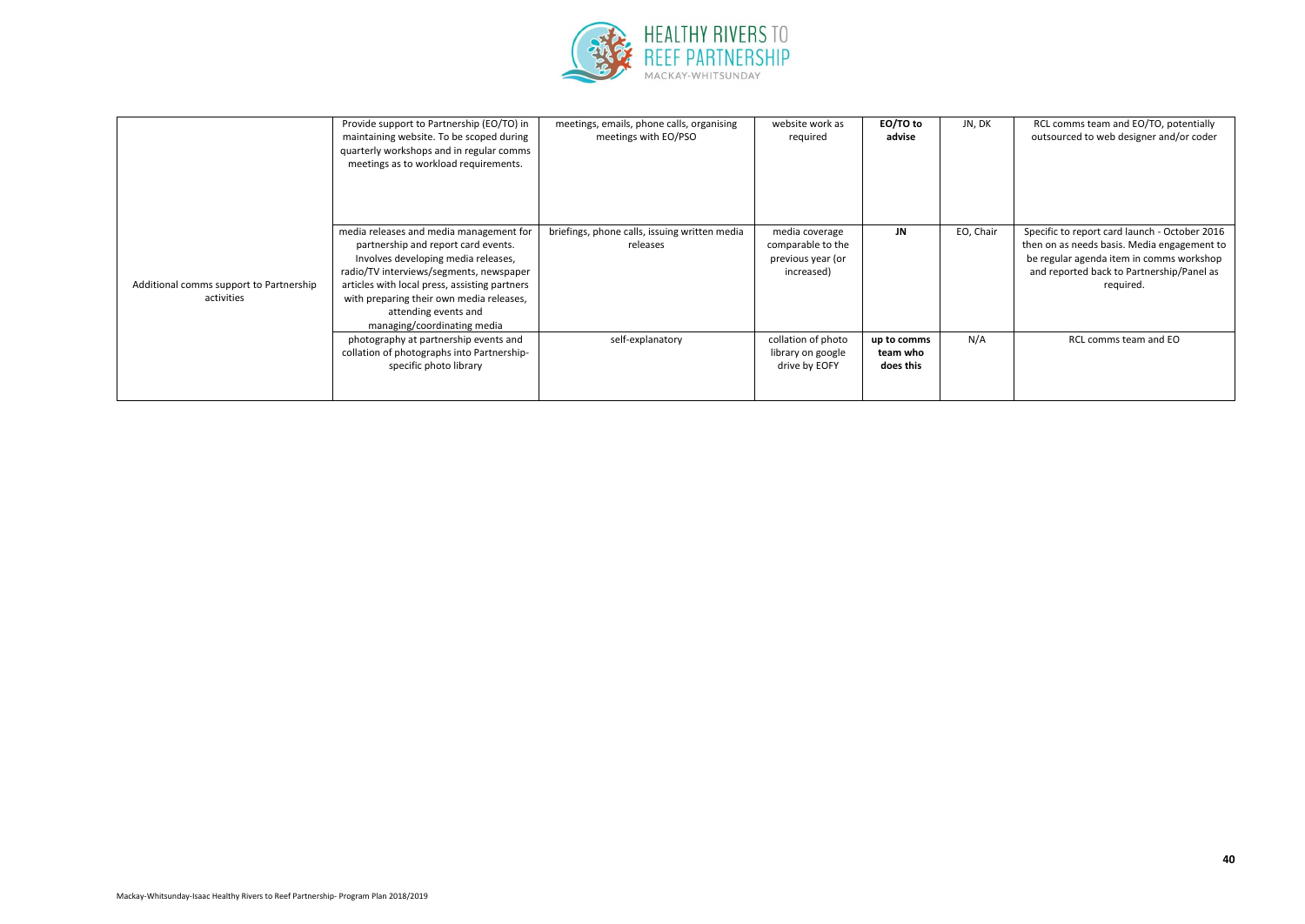| | | | | | | |
|---|---|---|---|---|---|---|
| Additional comms support to Partnership activities | Provide support to Partnership (EO/TO) in maintaining website. To be scoped during quarterly workshops and in regular comms meetings as to workload requirements. | meetings, emails, phone calls, organising meetings with EO/PSO | website work as required | **EO/TO to advise** | JN, DK | RCL comms team and EO/TO, potentially outsourced to web designer and/or coder |
| | media releases and media management for partnership and report card events. Involves developing media releases, radio/TV interviews/segments, newspaper articles with local press, assisting partners with preparing their own media releases, attending events and managing/coordinating media | briefings, phone calls, issuing written media releases | media coverage comparable to the previous year (or increased) | **JN** | EO, Chair | Specific to report card launch - October 2016 then on as needs basis. Media engagement to be regular agenda item in comms workshop and reported back to Partnership/Panel as required. |
| | photography at partnership events and collation of photographs into Partnership-specific photo library | self-explanatory | collation of photo library on google drive by EOFY | **up to comms team who does this** | N/A | RCL comms team and EO |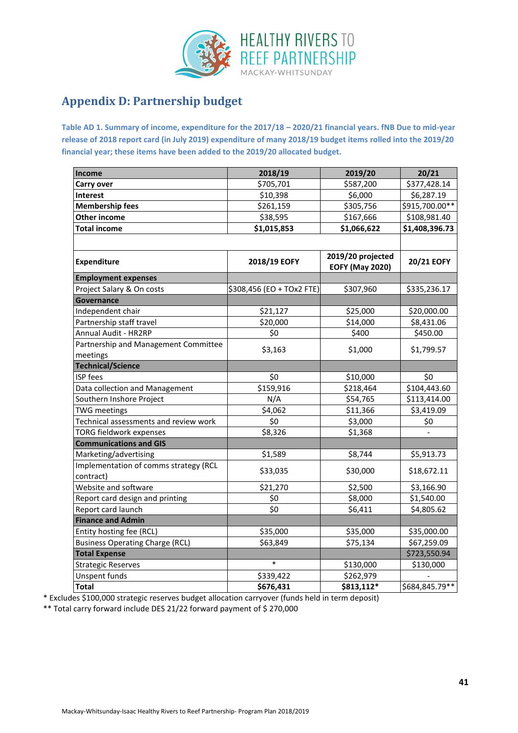## Appendix D: Partnership budget

**Table AD 1. Summary of income, expenditure for the 2017/18 – 2020/21 financial years. fNB Due to mid-year release of 2018 report card (in July 2019) expenditure of many 2018/19 budget items rolled into the 2019/20 financial year; these items have been added to the 2019/20 allocated budget.**

| **Income** | **2018/19** | **2019/20** | **20/21** |
|---|---|---|---|
| **Carry over** | $705,701 | $587,200 | $377,428.14 |
| **Interest** | $10,398 | $6,000 | $6,287.19 |
| **Membership fees** | $261,159 | $305,756 | $915,700.00** |
| **Other income** | $38,595 | $167,666 | $108,981.40 |
| **Total income** | **$1,015,853** | **$1,066,622** | **$1,408,396.73** |
| | | | |
| **Expenditure** | **2018/19 EOFY** | **2019/20 projected EOFY (May 2020)** | **20/21 EOFY** |
| **Employment expenses** | | | |
| Project Salary & On costs | $308,456 (EO + TOx2 FTE) | $307,960 | $335,236.17 |
| **Governance** | | | |
| Independent chair | $21,127 | $25,000 | $20,000.00 |
| Partnership staff travel | $20,000 | $14,000 | $8,431.06 |
| Annual Audit - HR2RP | $0 | $400 | $450.00 |
| Partnership and Management Committee meetings | $3,163 | $1,000 | $1,799.57 |
| **Technical/Science** | | | |
| ISP fees | $0 | $10,000 | $0 |
| Data collection and Management | $159,916 | $218,464 | $104,443.60 |
| Southern Inshore Project | N/A | $54,765 | $113,414.00 |
| TWG meetings | $4,062 | $11,366 | $3,419.09 |
| Technical assessments and review work | $0 | $3,000 | $0 |
| TORG fieldwork expenses | $8,326 | $1,368 | - |
| **Communications and GIS** | | | |
| Marketing/advertising | $1,589 | $8,744 | $5,913.73 |
| Implementation of comms strategy (RCL contract) | $33,035 | $30,000 | $18,672.11 |
| Website and software | $21,270 | $2,500 | $3,166.90 |
| Report card design and printing | $0 | $8,000 | $1,540.00 |
| Report card launch | $0 | $6,411 | $4,805.62 |
| **Finance and Admin** | | | |
| Entity hosting fee (RCL) | $35,000 | $35,000 | $35,000.00 |
| Business Operating Charge (RCL) | $63,849 | $75,134 | $67,259.09 |
| **Total Expense** | | | $723,550.94 |
| Strategic Reserves | * | $130,000 | $130,000 |
| Unspent funds | $339,422 | $262,979 | - |
| **Total** | **$676,431** | **$813,112*** | $684,845.79** |

* Excludes $100,000 strategic reserves budget allocation carryover (funds held in term deposit)

** Total carry forward include DES 21/22 forward payment of $ 270,000